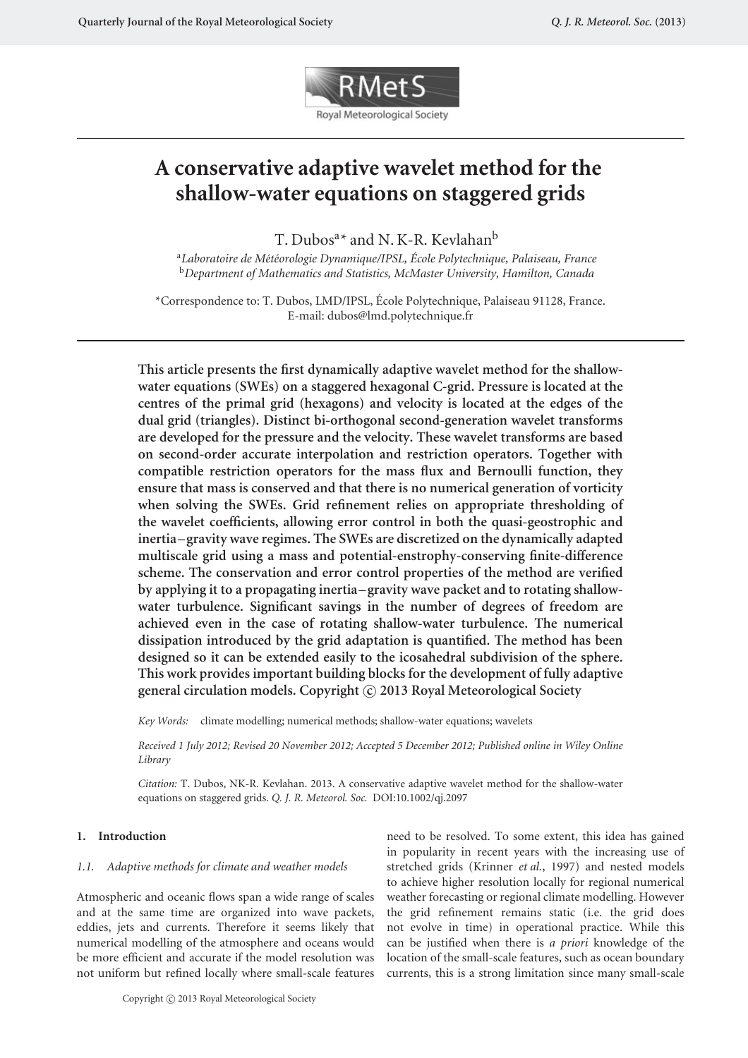# A conservative adaptive wavelet method for the shallow-water equations on staggered grids

T. Dubos[a]* and N. K-R. Kevlahan[b]

[a] *Laboratoire de Météorologie Dynamique/IPSL, École Polytechnique, Palaiseau, France*
[b] *Department of Mathematics and Statistics, McMaster University, Hamilton, Canada*

*Correspondence to: T. Dubos, LMD/IPSL, École Polytechnique, Palaiseau 91128, France. E-mail: dubos@lmd.polytechnique.fr

**This article presents the first dynamically adaptive wavelet method for the shallow-water equations (SWEs) on a staggered hexagonal C-grid. Pressure is located at the centres of the primal grid (hexagons) and velocity is located at the edges of the dual grid (triangles). Distinct bi-orthogonal second-generation wavelet transforms are developed for the pressure and the velocity. These wavelet transforms are based on second-order accurate interpolation and restriction operators. Together with compatible restriction operators for the mass flux and Bernoulli function, they ensure that mass is conserved and that there is no numerical generation of vorticity when solving the SWEs. Grid refinement relies on appropriate thresholding of the wavelet coefficients, allowing error control in both the quasi-geostrophic and inertia–gravity wave regimes. The SWEs are discretized on the dynamically adapted multiscale grid using a mass and potential-enstrophy-conserving finite-difference scheme. The conservation and error control properties of the method are verified by applying it to a propagating inertia–gravity wave packet and to rotating shallow-water turbulence. Significant savings in the number of degrees of freedom are achieved even in the case of rotating shallow-water turbulence. The numerical dissipation introduced by the grid adaptation is quantified. The method has been designed so it can be extended easily to the icosahedral subdivision of the sphere. This work provides important building blocks for the development of fully adaptive general circulation models. Copyright © 2013 Royal Meteorological Society**

*Key Words:* climate modelling; numerical methods; shallow-water equations; wavelets

*Received 1 July 2012; Revised 20 November 2012; Accepted 5 December 2012; Published online in Wiley Online Library*

*Citation:* T. Dubos, NK-R. Kevlahan. 2013. A conservative adaptive wavelet method for the shallow-water equations on staggered grids. *Q. J. R. Meteorol. Soc.* DOI:10.1002/qj.2097

## 1. Introduction

### *1.1. Adaptive methods for climate and weather models*

Atmospheric and oceanic flows span a wide range of scales and at the same time are organized into wave packets, eddies, jets and currents. Therefore it seems likely that numerical modelling of the atmosphere and oceans would be more efficient and accurate if the model resolution was not uniform but refined locally where small-scale features need to be resolved. To some extent, this idea has gained in popularity in recent years with the increasing use of stretched grids (Krinner *et al.*, 1997) and nested models to achieve higher resolution locally for regional numerical weather forecasting or regional climate modelling. However the grid refinement remains static (i.e. the grid does not evolve in time) in operational practice. While this can be justified when there is *a priori* knowledge of the location of the small-scale features, such as ocean boundary currents, this is a strong limitation since many small-scale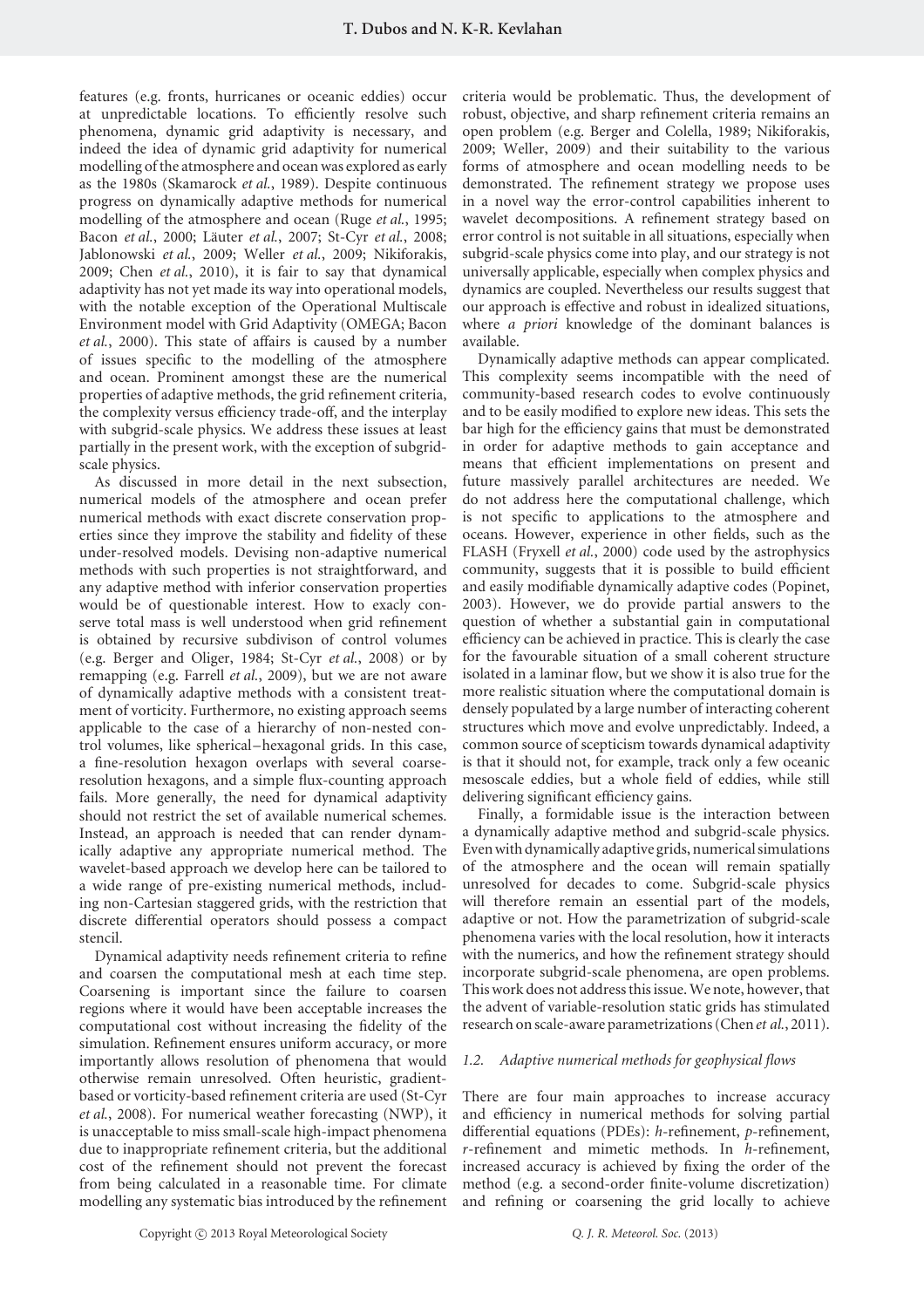features (e.g. fronts, hurricanes or oceanic eddies) occur at unpredictable locations. To efficiently resolve such phenomena, dynamic grid adaptivity is necessary, and indeed the idea of dynamic grid adaptivity for numerical modelling of the atmosphere and ocean was explored as early as the 1980s (Skamarock *et al.*, 1989). Despite continuous progress on dynamically adaptive methods for numerical modelling of the atmosphere and ocean (Ruge *et al.*, 1995; Bacon *et al.*, 2000; Läuter *et al.*, 2007; St-Cyr *et al.*, 2008; Jablonowski *et al.*, 2009; Weller *et al.*, 2009; Nikiforakis, 2009; Chen *et al.*, 2010), it is fair to say that dynamical adaptivity has not yet made its way into operational models, with the notable exception of the Operational Multiscale Environment model with Grid Adaptivity (OMEGA; Bacon *et al.*, 2000). This state of affairs is caused by a number of issues specific to the modelling of the atmosphere and ocean. Prominent amongst these are the numerical properties of adaptive methods, the grid refinement criteria, the complexity versus efficiency trade-off, and the interplay with subgrid-scale physics. We address these issues at least partially in the present work, with the exception of subgrid-scale physics.

As discussed in more detail in the next subsection, numerical models of the atmosphere and ocean prefer numerical methods with exact discrete conservation properties since they improve the stability and fidelity of these under-resolved models. Devising non-adaptive numerical methods with such properties is not straightforward, and any adaptive method with inferior conservation properties would be of questionable interest. How to exacly conserve total mass is well understood when grid refinement is obtained by recursive subdivison of control volumes (e.g. Berger and Oliger, 1984; St-Cyr *et al.*, 2008) or by remapping (e.g. Farrell *et al.*, 2009), but we are not aware of dynamically adaptive methods with a consistent treatment of vorticity. Furthermore, no existing approach seems applicable to the case of a hierarchy of non-nested control volumes, like spherical–hexagonal grids. In this case, a fine-resolution hexagon overlaps with several coarse-resolution hexagons, and a simple flux-counting approach fails. More generally, the need for dynamical adaptivity should not restrict the set of available numerical schemes. Instead, an approach is needed that can render dynamically adaptive any appropriate numerical method. The wavelet-based approach we develop here can be tailored to a wide range of pre-existing numerical methods, including non-Cartesian staggered grids, with the restriction that discrete differential operators should possess a compact stencil.

Dynamical adaptivity needs refinement criteria to refine and coarsen the computational mesh at each time step. Coarsening is important since the failure to coarsen regions where it would have been acceptable increases the computational cost without increasing the fidelity of the simulation. Refinement ensures uniform accuracy, or more importantly allows resolution of phenomena that would otherwise remain unresolved. Often heuristic, gradient-based or vorticity-based refinement criteria are used (St-Cyr *et al.*, 2008). For numerical weather forecasting (NWP), it is unacceptable to miss small-scale high-impact phenomena due to inappropriate refinement criteria, but the additional cost of the refinement should not prevent the forecast from being calculated in a reasonable time. For climate modelling any systematic bias introduced by the refinement criteria would be problematic. Thus, the development of robust, objective, and sharp refinement criteria remains an open problem (e.g. Berger and Colella, 1989; Nikiforakis, 2009; Weller, 2009) and their suitability to the various forms of atmosphere and ocean modelling needs to be demonstrated. The refinement strategy we propose uses in a novel way the error-control capabilities inherent to wavelet decompositions. A refinement strategy based on error control is not suitable in all situations, especially when subgrid-scale physics come into play, and our strategy is not universally applicable, especially when complex physics and dynamics are coupled. Nevertheless our results suggest that our approach is effective and robust in idealized situations, where *a priori* knowledge of the dominant balances is available.

Dynamically adaptive methods can appear complicated. This complexity seems incompatible with the need of community-based research codes to evolve continuously and to be easily modified to explore new ideas. This sets the bar high for the efficiency gains that must be demonstrated in order for adaptive methods to gain acceptance and means that efficient implementations on present and future massively parallel architectures are needed. We do not address here the computational challenge, which is not specific to applications to the atmosphere and oceans. However, experience in other fields, such as the FLASH (Fryxell *et al.*, 2000) code used by the astrophysics community, suggests that it is possible to build efficient and easily modifiable dynamically adaptive codes (Popinet, 2003). However, we do provide partial answers to the question of whether a substantial gain in computational efficiency can be achieved in practice. This is clearly the case for the favourable situation of a small coherent structure isolated in a laminar flow, but we show it is also true for the more realistic situation where the computational domain is densely populated by a large number of interacting coherent structures which move and evolve unpredictably. Indeed, a common source of scepticism towards dynamical adaptivity is that it should not, for example, track only a few oceanic mesoscale eddies, but a whole field of eddies, while still delivering significant efficiency gains.

Finally, a formidable issue is the interaction between a dynamically adaptive method and subgrid-scale physics. Even with dynamically adaptive grids, numerical simulations of the atmosphere and the ocean will remain spatially unresolved for decades to come. Subgrid-scale physics will therefore remain an essential part of the models, adaptive or not. How the parametrization of subgrid-scale phenomena varies with the local resolution, how it interacts with the numerics, and how the refinement strategy should incorporate subgrid-scale phenomena, are open problems. This work does not address this issue. We note, however, that the advent of variable-resolution static grids has stimulated research on scale-aware parametrizations (Chen *et al.*, 2011).

### *1.2. Adaptive numerical methods for geophysical flows*

There are four main approaches to increase accuracy and efficiency in numerical methods for solving partial differential equations (PDEs): *h*-refinement, *p*-refinement, *r*-refinement and mimetic methods. In *h*-refinement, increased accuracy is achieved by fixing the order of the method (e.g. a second-order finite-volume discretization) and refining or coarsening the grid locally to achieve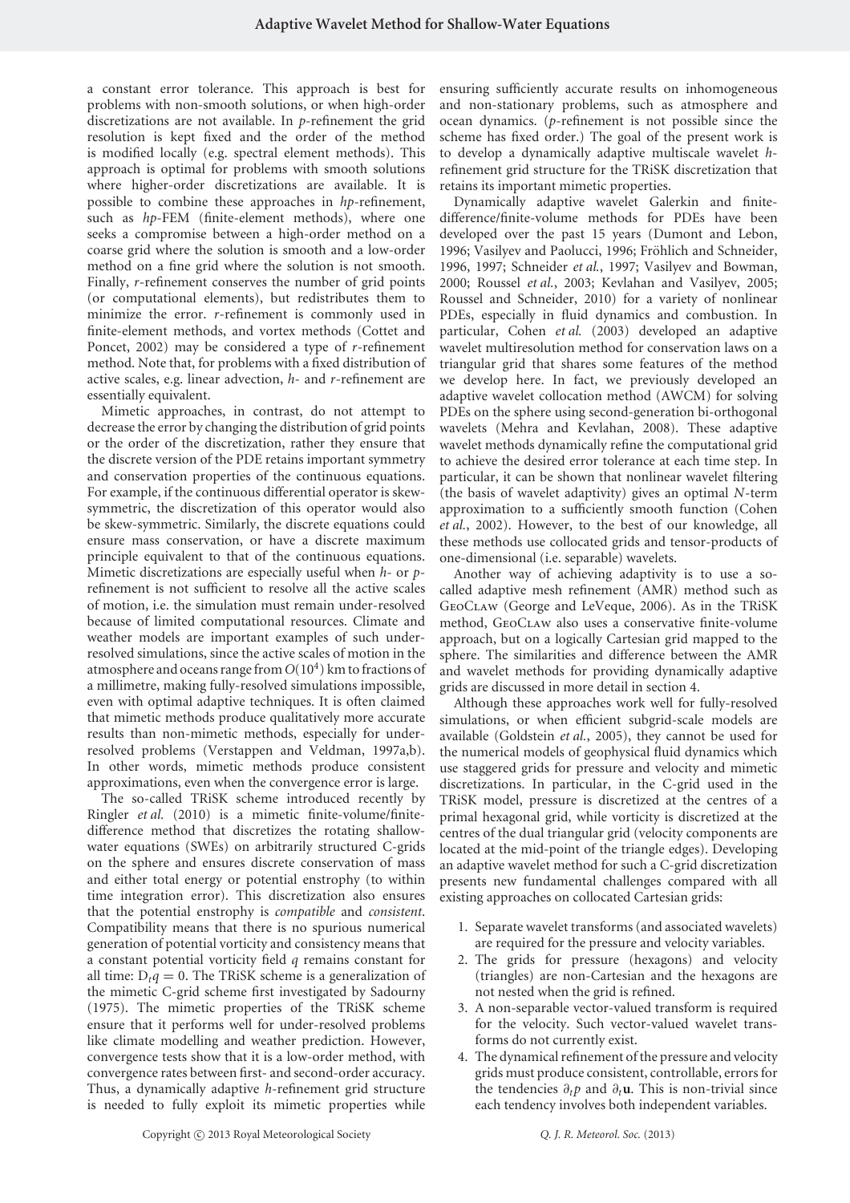a constant error tolerance. This approach is best for problems with non-smooth solutions, or when high-order discretizations are not available. In *p*-refinement the grid resolution is kept fixed and the order of the method is modified locally (e.g. spectral element methods). This approach is optimal for problems with smooth solutions where higher-order discretizations are available. It is possible to combine these approaches in *hp*-refinement, such as *hp*-FEM (finite-element methods), where one seeks a compromise between a high-order method on a coarse grid where the solution is smooth and a low-order method on a fine grid where the solution is not smooth. Finally, *r*-refinement conserves the number of grid points (or computational elements), but redistributes them to minimize the error. *r*-refinement is commonly used in finite-element methods, and vortex methods (Cottet and Poncet, 2002) may be considered a type of *r*-refinement method. Note that, for problems with a fixed distribution of active scales, e.g. linear advection, *h*- and *r*-refinement are essentially equivalent.

Mimetic approaches, in contrast, do not attempt to decrease the error by changing the distribution of grid points or the order of the discretization, rather they ensure that the discrete version of the PDE retains important symmetry and conservation properties of the continuous equations. For example, if the continuous differential operator is skew-symmetric, the discretization of this operator would also be skew-symmetric. Similarly, the discrete equations could ensure mass conservation, or have a discrete maximum principle equivalent to that of the continuous equations. Mimetic discretizations are especially useful when *h*- or *p*-refinement is not sufficient to resolve all the active scales of motion, i.e. the simulation must remain under-resolved because of limited computational resources. Climate and weather models are important examples of such under-resolved simulations, since the active scales of motion in the atmosphere and oceans range from $O(10^4)$ km to fractions of a millimetre, making fully-resolved simulations impossible, even with optimal adaptive techniques. It is often claimed that mimetic methods produce qualitatively more accurate results than non-mimetic methods, especially for under-resolved problems (Verstappen and Veldman, 1997a,b). In other words, mimetic methods produce consistent approximations, even when the convergence error is large.

The so-called TRiSK scheme introduced recently by Ringler *et al.* (2010) is a mimetic finite-volume/finite-difference method that discretizes the rotating shallow-water equations (SWEs) on arbitrarily structured C-grids on the sphere and ensures discrete conservation of mass and either total energy or potential enstrophy (to within time integration error). This discretization also ensures that the potential enstrophy is *compatible* and *consistent*. Compatibility means that there is no spurious numerical generation of potential vorticity and consistency means that a constant potential vorticity field $q$ remains constant for all time: $D_t q = 0$. The TRiSK scheme is a generalization of the mimetic C-grid scheme first investigated by Sadourny (1975). The mimetic properties of the TRiSK scheme ensure that it performs well for under-resolved problems like climate modelling and weather prediction. However, convergence tests show that it is a low-order method, with convergence rates between first- and second-order accuracy. Thus, a dynamically adaptive *h*-refinement grid structure is needed to fully exploit its mimetic properties while ensuring sufficiently accurate results on inhomogeneous and non-stationary problems, such as atmosphere and ocean dynamics. (*p*-refinement is not possible since the scheme has fixed order.) The goal of the present work is to develop a dynamically adaptive multiscale wavelet *h*-refinement grid structure for the TRiSK discretization that retains its important mimetic properties.

Dynamically adaptive wavelet Galerkin and finite-difference/finite-volume methods for PDEs have been developed over the past 15 years (Dumont and Lebon, 1996; Vasilyev and Paolucci, 1996; Fröhlich and Schneider, 1996, 1997; Schneider *et al.*, 1997; Vasilyev and Bowman, 2000; Roussel *et al.*, 2003; Kevlahan and Vasilyev, 2005; Roussel and Schneider, 2010) for a variety of nonlinear PDEs, especially in fluid dynamics and combustion. In particular, Cohen *et al.* (2003) developed an adaptive wavelet multiresolution method for conservation laws on a triangular grid that shares some features of the method we develop here. In fact, we previously developed an adaptive wavelet collocation method (AWCM) for solving PDEs on the sphere using second-generation bi-orthogonal wavelets (Mehra and Kevlahan, 2008). These adaptive wavelet methods dynamically refine the computational grid to achieve the desired error tolerance at each time step. In particular, it can be shown that nonlinear wavelet filtering (the basis of wavelet adaptivity) gives an optimal $N$-term approximation to a sufficiently smooth function (Cohen *et al.*, 2002). However, to the best of our knowledge, all these methods use collocated grids and tensor-products of one-dimensional (i.e. separable) wavelets.

Another way of achieving adaptivity is to use a so-called adaptive mesh refinement (AMR) method such as GeoClaw (George and LeVeque, 2006). As in the TRiSK method, GeoClaw also uses a conservative finite-volume approach, but on a logically Cartesian grid mapped to the sphere. The similarities and difference between the AMR and wavelet methods for providing dynamically adaptive grids are discussed in more detail in section 4.

Although these approaches work well for fully-resolved simulations, or when efficient subgrid-scale models are available (Goldstein *et al.*, 2005), they cannot be used for the numerical models of geophysical fluid dynamics which use staggered grids for pressure and velocity and mimetic discretizations. In particular, in the C-grid used in the TRiSK model, pressure is discretized at the centres of a primal hexagonal grid, while vorticity is discretized at the centres of the dual triangular grid (velocity components are located at the mid-point of the triangle edges). Developing an adaptive wavelet method for such a C-grid discretization presents new fundamental challenges compared with all existing approaches on collocated Cartesian grids:

1. Separate wavelet transforms (and associated wavelets) are required for the pressure and velocity variables.
2. The grids for pressure (hexagons) and velocity (triangles) are non-Cartesian and the hexagons are not nested when the grid is refined.
3. A non-separable vector-valued transform is required for the velocity. Such vector-valued wavelet transforms do not currently exist.
4. The dynamical refinement of the pressure and velocity grids must produce consistent, controllable, errors for the tendencies $\partial_t p$ and $\partial_t \mathbf{u}$. This is non-trivial since each tendency involves both independent variables.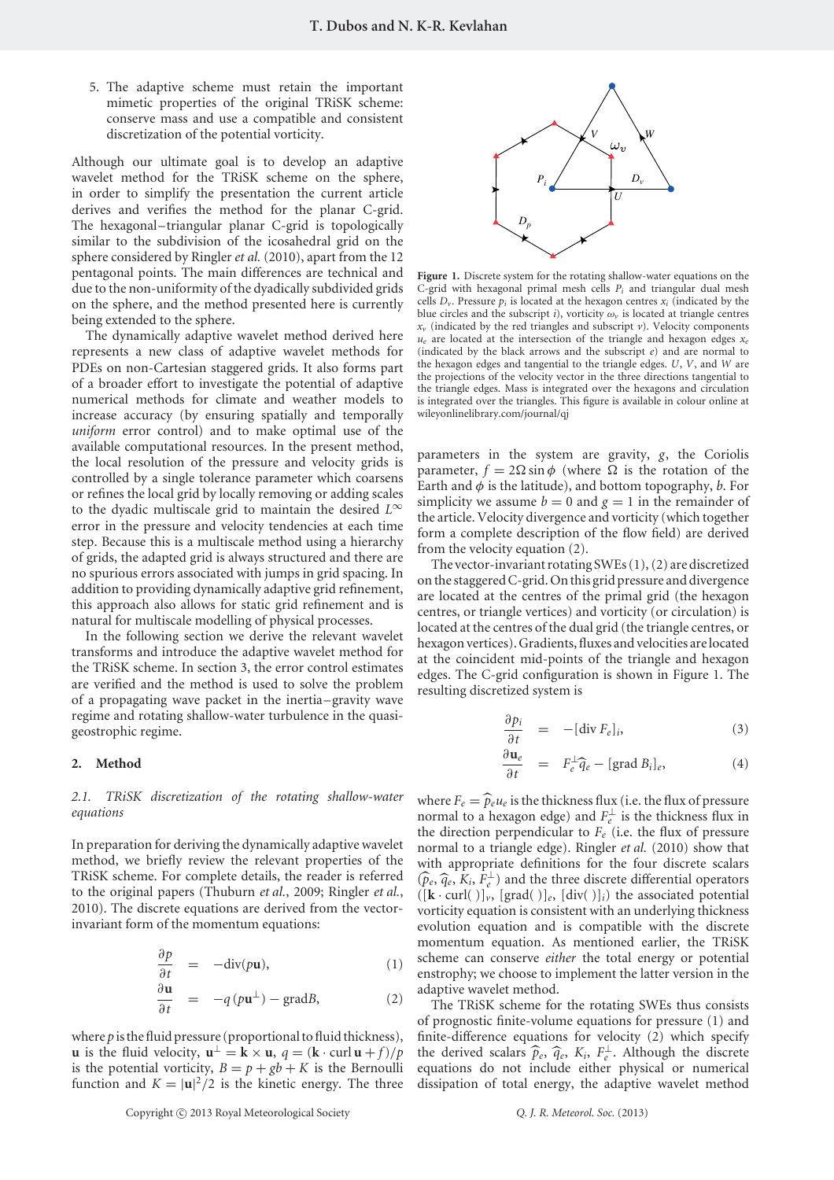5. The adaptive scheme must retain the important mimetic properties of the original TRiSK scheme: conserve mass and use a compatible and consistent discretization of the potential vorticity.

Although our ultimate goal is to develop an adaptive wavelet method for the TRiSK scheme on the sphere, in order to simplify the presentation the current article derives and verifies the method for the planar C-grid. The hexagonal–triangular planar C-grid is topologically similar to the subdivision of the icosahedral grid on the sphere considered by Ringler *et al.* (2010), apart from the 12 pentagonal points. The main differences are technical and due to the non-uniformity of the dyadically subdivided grids on the sphere, and the method presented here is currently being extended to the sphere.

The dynamically adaptive wavelet method derived here represents a new class of adaptive wavelet methods for PDEs on non-Cartesian staggered grids. It also forms part of a broader effort to investigate the potential of adaptive numerical models for climate and weather models to increase accuracy (by ensuring spatially and temporally *uniform* error control) and to make optimal use of the available computational resources. In the present method, the local resolution of the pressure and velocity grids is controlled by a single tolerance parameter which coarsens or refines the local grid by locally removing or adding scales to the dyadic multiscale grid to maintain the desired $L^\infty$ error in the pressure and velocity tendencies at each time step. Because this is a multiscale method using a hierarchy of grids, the adapted grid is always structured and there are no spurious errors associated with jumps in grid spacing. In addition to providing dynamically adaptive grid refinement, this approach also allows for static grid refinement and is natural for multiscale modelling of physical processes.

In the following section we derive the relevant wavelet transforms and introduce the adaptive wavelet method for the TRiSK scheme. In section 3, the error control estimates are verified and the method is used to solve the problem of a propagating wave packet in the inertia–gravity wave regime and rotating shallow-water turbulence in the quasi-geostrophic regime.

## 2. Method

### 2.1. TRiSK discretization of the rotating shallow-water equations

In preparation for deriving the dynamically adaptive wavelet method, we briefly review the relevant properties of the TRiSK scheme. For complete details, the reader is referred to the original papers (Thuburn *et al.*, 2009; Ringler *et al.*, 2010). The discrete equations are derived from the vector-invariant form of the momentum equations:

$$\frac{\partial p}{\partial t} = -\mathrm{div}(p\mathbf{u}), \tag{1}$$

$$\frac{\partial \mathbf{u}}{\partial t} = -q\,(p\mathbf{u}^{\perp}) - \mathrm{grad}B, \tag{2}$$

where $p$ is the fluid pressure (proportional to fluid thickness), $\mathbf{u}$ is the fluid velocity, $\mathbf{u}^{\perp} = \mathbf{k} \times \mathbf{u}$, $q = (\mathbf{k} \cdot \mathrm{curl}\,\mathbf{u} + f)/p$ is the potential vorticity, $B = p + gb + K$ is the Bernoulli function and $K = |\mathbf{u}|^2/2$ is the kinetic energy. The three parameters in the system are gravity, $g$, the Coriolis parameter, $f = 2\Omega \sin\phi$ (where $\Omega$ is the rotation of the Earth and $\phi$ is the latitude), and bottom topography, $b$. For simplicity we assume $b = 0$ and $g = 1$ in the remainder of the article. Velocity divergence and vorticity (which together form a complete description of the flow field) are derived from the velocity equation (2).

**Figure 1.** Discrete system for the rotating shallow-water equations on the C-grid with hexagonal primal mesh cells $P_i$ and triangular dual mesh cells $D_v$. Pressure $p_i$ is located at the hexagon centres $x_i$ (indicated by the blue circles and the subscript $i$), vorticity $\omega_v$ is located at triangle centres $x_v$ (indicated by the red triangles and subscript $v$). Velocity components $u_e$ are located at the intersection of the triangle and hexagon edges $x_e$ (indicated by the black arrows and the subscript $e$) and are normal to the hexagon edges and tangential to the triangle edges. $U$, $V$, and $W$ are the projections of the velocity vector in the three directions tangential to the triangle edges. Mass is integrated over the hexagons and circulation is integrated over the triangles. This figure is available in colour online at wileyonlinelibrary.com/journal/qj

The vector-invariant rotating SWEs (1), (2) are discretized on the staggered C-grid. On this grid pressure and divergence are located at the centres of the primal grid (the hexagon centres, or triangle vertices) and vorticity (or circulation) is located at the centres of the dual grid (the triangle centres, or hexagon vertices). Gradients, fluxes and velocities are located at the coincident mid-points of the triangle and hexagon edges. The C-grid configuration is shown in Figure 1. The resulting discretized system is

$$\frac{\partial p_i}{\partial t} = -[\mathrm{div}\, F_e]_i, \tag{3}$$

$$\frac{\partial \mathbf{u}_e}{\partial t} = F_e^{\perp}\widehat{q}_e - [\mathrm{grad}\, B_i]_e, \tag{4}$$

where $F_e = \widehat{p}_e u_e$ is the thickness flux (i.e. the flux of pressure normal to a hexagon edge) and $F_e^{\perp}$ is the thickness flux in the direction perpendicular to $F_e$ (i.e. the flux of pressure normal to a triangle edge). Ringler *et al.* (2010) show that with appropriate definitions for the four discrete scalars ($\widehat{p}_e$, $\widehat{q}_e$, $K_i$, $F_e^{\perp}$) and the three discrete differential operators ($[\mathbf{k}\cdot\mathrm{curl}(\,)]_v$, $[\mathrm{grad}(\,)]_e$, $[\mathrm{div}(\,)]_i$) the associated potential vorticity equation is consistent with an underlying thickness evolution equation and is compatible with the discrete momentum equation. As mentioned earlier, the TRiSK scheme can conserve *either* the total energy or potential enstrophy; we choose to implement the latter version in the adaptive wavelet method.

The TRiSK scheme for the rotating SWEs thus consists of prognostic finite-volume equations for pressure (1) and finite-difference equations for velocity (2) which specify the derived scalars $\widehat{p}_e$, $\widehat{q}_e$, $K_i$, $F_e^{\perp}$. Although the discrete equations do not include either physical or numerical dissipation of total energy, the adaptive wavelet method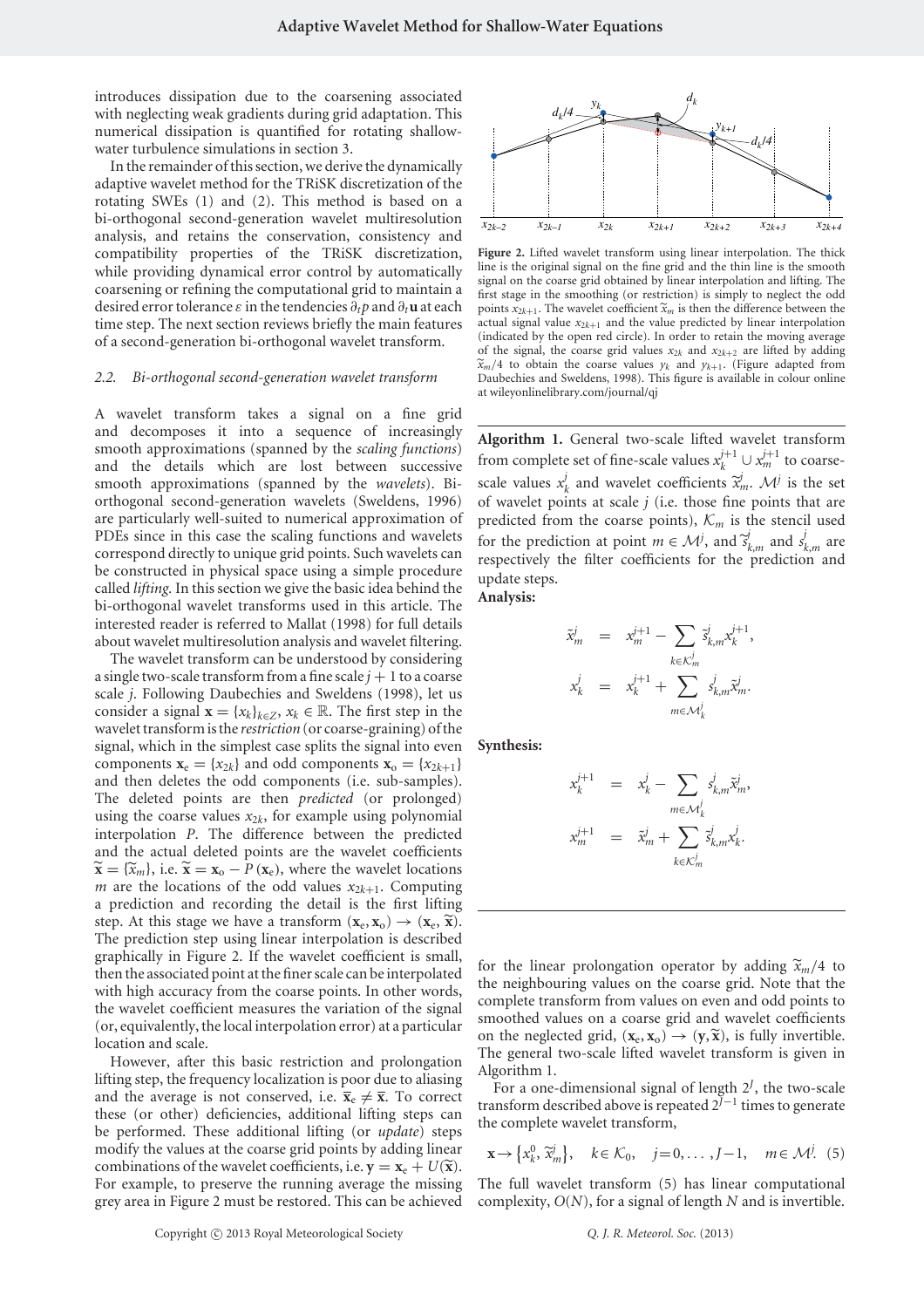introduces dissipation due to the coarsening associated with neglecting weak gradients during grid adaptation. This numerical dissipation is quantified for rotating shallow-water turbulence simulations in section 3.

In the remainder of this section, we derive the dynamically adaptive wavelet method for the TRiSK discretization of the rotating SWEs (1) and (2). This method is based on a bi-orthogonal second-generation wavelet multiresolution analysis, and retains the conservation, consistency and compatibility properties of the TRiSK discretization, while providing dynamical error control by automatically coarsening or refining the computational grid to maintain a desired error tolerance $\varepsilon$ in the tendencies $\partial_t p$ and $\partial_t \mathbf{u}$ at each time step. The next section reviews briefly the main features of a second-generation bi-orthogonal wavelet transform.

### 2.2. Bi-orthogonal second-generation wavelet transform

A wavelet transform takes a signal on a fine grid and decomposes it into a sequence of increasingly smooth approximations (spanned by the *scaling functions*) and the details which are lost between successive smooth approximations (spanned by the *wavelets*). Bi-orthogonal second-generation wavelets (Sweldens, 1996) are particularly well-suited to numerical approximation of PDEs since in this case the scaling functions and wavelets correspond directly to unique grid points. Such wavelets can be constructed in physical space using a simple procedure called *lifting*. In this section we give the basic idea behind the bi-orthogonal wavelet transforms used in this article. The interested reader is referred to Mallat (1998) for full details about wavelet multiresolution analysis and wavelet filtering.

The wavelet transform can be understood by considering a single two-scale transform from a fine scale $j+1$ to a coarse scale $j$. Following Daubechies and Sweldens (1998), let us consider a signal $\mathbf{x} = \{x_k\}_{k\in Z}$, $x_k \in \mathbb{R}$. The first step in the wavelet transform is the *restriction* (or coarse-graining) of the signal, which in the simplest case splits the signal into even components $\mathbf{x}_e = \{x_{2k}\}$ and odd components $\mathbf{x}_o = \{x_{2k+1}\}$ and then deletes the odd components (i.e. sub-samples). The deleted points are then *predicted* (or prolonged) using the coarse values $x_{2k}$, for example using polynomial interpolation $P$. The difference between the predicted and the actual deleted points are the wavelet coefficients $\widetilde{\mathbf{x}} = \{\widetilde{x}_m\}$, i.e. $\widetilde{\mathbf{x}} = \mathbf{x}_o - P(\mathbf{x}_e)$, where the wavelet locations $m$ are the locations of the odd values $x_{2k+1}$. Computing a prediction and recording the detail is the first lifting step. At this stage we have a transform $(\mathbf{x}_e, \mathbf{x}_o) \to (\mathbf{x}_e, \widetilde{\mathbf{x}})$. The prediction step using linear interpolation is described graphically in Figure 2. If the wavelet coefficient is small, then the associated point at the finer scale can be interpolated with high accuracy from the coarse points. In other words, the wavelet coefficient measures the variation of the signal (or, equivalently, the local interpolation error) at a particular location and scale.

However, after this basic restriction and prolongation lifting step, the frequency localization is poor due to aliasing and the average is not conserved, i.e. $\overline{\mathbf{x}}_e \neq \overline{\mathbf{x}}$. To correct these (or other) deficiencies, additional lifting steps can be performed. These additional lifting (or *update*) steps modify the values at the coarse grid points by adding linear combinations of the wavelet coefficients, i.e. $\mathbf{y} = \mathbf{x}_e + U(\widetilde{\mathbf{x}})$. For example, to preserve the running average the missing grey area in Figure 2 must be restored. This can be achieved for the linear prolongation operator by adding $\widetilde{x}_m/4$ to the neighbouring values on the coarse grid. Note that the complete transform from values on even and odd points to smoothed values on a coarse grid and wavelet coefficients on the neglected grid, $(\mathbf{x}_e, \mathbf{x}_o) \to (\mathbf{y}, \widetilde{\mathbf{x}})$, is fully invertible. The general two-scale lifted wavelet transform is given in Algorithm 1.

**Figure 2.** Lifted wavelet transform using linear interpolation. The thick line is the original signal on the fine grid and the thin line is the smooth signal on the coarse grid obtained by linear interpolation and lifting. The first stage in the smoothing (or restriction) is simply to neglect the odd points $x_{2k+1}$. The wavelet coefficient $\widetilde{x}_m$ is then the difference between the actual signal value $x_{2k+1}$ and the value predicted by linear interpolation (indicated by the open red circle). In order to retain the moving average of the signal, the coarse grid values $x_{2k}$ and $x_{2k+2}$ are lifted by adding $\widetilde{x}_m/4$ to obtain the coarse values $y_k$ and $y_{k+1}$. (Figure adapted from Daubechies and Sweldens, 1998). This figure is available in colour online at wileyonlinelibrary.com/journal/qj

---

**Algorithm 1.** General two-scale lifted wavelet transform from complete set of fine-scale values $x_k^{j+1} \cup x_m^{j+1}$ to coarse-scale values $x_k^j$ and wavelet coefficients $\widetilde{x}_m^j$. $\mathcal{M}^j$ is the set of wavelet points at scale $j$ (i.e. those fine points that are predicted from the coarse points), $\mathcal{K}_m$ is the stencil used for the prediction at point $m \in \mathcal{M}^j$, and $\widetilde{s}_{k,m}^j$ and $s_{k,m}^j$ are respectively the filter coefficients for the prediction and update steps.

**Analysis:**

$$
\begin{aligned}
\tilde{x}_m^j &= x_m^{j+1} - \sum_{k\in\mathcal{K}_m^j} \tilde{s}_{k,m}^j x_k^{j+1}, \\
x_k^j &= x_k^{j+1} + \sum_{m\in\mathcal{M}_k^j} s_{k,m}^j \tilde{x}_m^j.
\end{aligned}
$$

**Synthesis:**

$$
\begin{aligned}
x_k^{j+1} &= x_k^j - \sum_{m\in\mathcal{M}_k^j} s_{k,m}^j \tilde{x}_m^j, \\
x_m^{j+1} &= \tilde{x}_m^j + \sum_{k\in\mathcal{K}_m^j} \tilde{s}_{k,m}^j x_k^j.
\end{aligned}
$$

---

For a one-dimensional signal of length $2^J$, the two-scale transform described above is repeated $2^{J-1}$ times to generate the complete wavelet transform,

$$
\mathbf{x} \to \left\{x_k^0, \widetilde{x}_m^j\right\}, \quad k \in \mathcal{K}_0, \quad j=0,\ldots,J-1, \quad m \in \mathcal{M}^j. \quad (5)
$$

The full wavelet transform (5) has linear computational complexity, $O(N)$, for a signal of length $N$ and is invertible.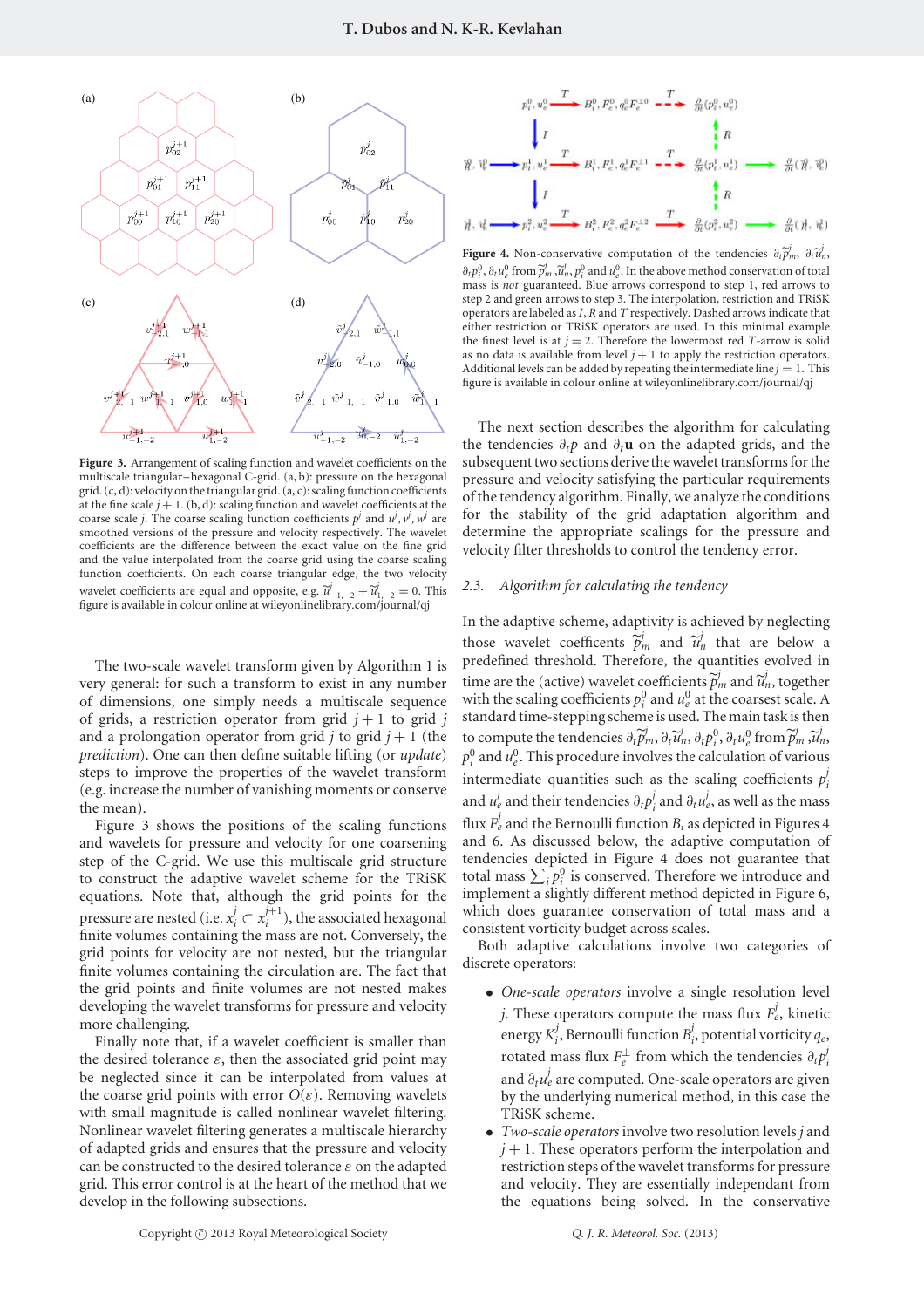Figure 3. Arrangement of scaling function and wavelet coefficients on the multiscale triangular–hexagonal C-grid. (a, b): pressure on the hexagonal grid. (c, d): velocity on the triangular grid. (a, c): scaling function coefficients at the fine scale $j+1$. (b, d): scaling function and wavelet coefficients at the coarse scale $j$. The coarse scaling function coefficients $p^j$ and $u^j$, $v^j$, $w^j$ are smoothed versions of the pressure and velocity respectively. The wavelet coefficients are the difference between the exact value on the fine grid and the value interpolated from the coarse grid using the coarse scaling function coefficients. On each coarse triangular edge, the two velocity wavelet coefficients are equal and opposite, e.g. $\tilde{u}^j_{-1,-2} + \tilde{u}^j_{1,-2} = 0$. This figure is available in colour online at wileyonlinelibrary.com/journal/qj

The two-scale wavelet transform given by Algorithm 1 is very general: for such a transform to exist in any number of dimensions, one simply needs a multiscale sequence of grids, a restriction operator from grid $j+1$ to grid $j$ and a prolongation operator from grid $j$ to grid $j+1$ (the *prediction*). One can then define suitable lifting (or *update*) steps to improve the properties of the wavelet transform (e.g. increase the number of vanishing moments or conserve the mean).

Figure 3 shows the positions of the scaling functions and wavelets for pressure and velocity for one coarsening step of the C-grid. We use this multiscale grid structure to construct the adaptive wavelet scheme for the TRiSK equations. Note that, although the grid points for the pressure are nested (i.e. $x_i^j \subset x_i^{j+1}$), the associated hexagonal finite volumes containing the mass are not. Conversely, the grid points for velocity are not nested, but the triangular finite volumes containing the circulation are. The fact that the grid points and finite volumes are not nested makes developing the wavelet transforms for pressure and velocity more challenging.

Finally note that, if a wavelet coefficient is smaller than the desired tolerance $\varepsilon$, then the associated grid point may be neglected since it can be interpolated from values at the coarse grid points with error $O(\varepsilon)$. Removing wavelets with small magnitude is called nonlinear wavelet filtering. Nonlinear wavelet filtering generates a multiscale hierarchy of adapted grids and ensures that the pressure and velocity can be constructed to the desired tolerance $\varepsilon$ on the adapted grid. This error control is at the heart of the method that we develop in the following subsections.

Figure 4. Non-conservative computation of the tendencies $\partial_t \tilde{p}^j_m$, $\partial_t \tilde{u}^j_n$, $\partial_t p^0_i$, $\partial_t u^0_e$ from $\tilde{p}^j_m$, $\tilde{u}^j_n$, $p^0_i$ and $u^0_e$. In the above method conservation of total mass is *not* guaranteed. Blue arrows correspond to step 1, red arrows to step 2 and green arrows to step 3. The interpolation, restriction and TRiSK operators are labeled as $I$, $R$ and $T$ respectively. Dashed arrows indicate that either restriction or TRiSK operators are used. In this minimal example the finest level is at $j=2$. Therefore the lowermost red $T$-arrow is solid as no data is available from level $j+1$ to apply the restriction operators. Additional levels can be added by repeating the intermediate line $j=1$. This figure is available in colour online at wileyonlinelibrary.com/journal/qj

The next section describes the algorithm for calculating the tendencies $\partial_t p$ and $\partial_t \mathbf{u}$ on the adapted grids, and the subsequent two sections derive the wavelet transforms for the pressure and velocity satisfying the particular requirements of the tendency algorithm. Finally, we analyze the conditions for the stability of the grid adaptation algorithm and determine the appropriate scalings for the pressure and velocity filter thresholds to control the tendency error.

## 2.3. *Algorithm for calculating the tendency*

In the adaptive scheme, adaptivity is achieved by neglecting those wavelet coefficients $\tilde{p}^j_m$ and $\tilde{u}^j_n$ that are below a predefined threshold. Therefore, the quantities evolved in time are the (active) wavelet coefficients $\tilde{p}^j_m$ and $\tilde{u}^j_n$, together with the scaling coefficients $p^0_i$ and $u^0_e$ at the coarsest scale. A standard time-stepping scheme is used. The main task is then to compute the tendencies $\partial_t \tilde{p}^j_m$, $\partial_t \tilde{u}^j_n$, $\partial_t p^0_i$, $\partial_t u^0_e$ from $\tilde{p}^j_m$, $\tilde{u}^j_n$, $p^0_i$ and $u^0_e$. This procedure involves the calculation of various intermediate quantities such as the scaling coefficients $p^j_i$ and $u^j_e$ and their tendencies $\partial_t p^j_i$ and $\partial_t u^j_e$, as well as the mass flux $F^j_e$ and the Bernoulli function $B_i$ as depicted in Figures 4 and 6. As discussed below, the adaptive computation of tendencies depicted in Figure 4 does not guarantee that total mass $\sum_i p^0_i$ is conserved. Therefore we introduce and implement a slightly different method depicted in Figure 6, which does guarantee conservation of total mass and a consistent vorticity budget across scales.

Both adaptive calculations involve two categories of discrete operators:

- *One-scale operators* involve a single resolution level $j$. These operators compute the mass flux $F^j_e$, kinetic energy $K^j_i$, Bernoulli function $B^j_i$, potential vorticity $q_e$, rotated mass flux $F^\perp_e$ from which the tendencies $\partial_t p^j_i$ and $\partial_t u^j_e$ are computed. One-scale operators are given by the underlying numerical method, in this case the TRiSK scheme.
- *Two-scale operators* involve two resolution levels $j$ and $j+1$. These operators perform the interpolation and restriction steps of the wavelet transforms for pressure and velocity. They are essentially independant from the equations being solved. In the conservative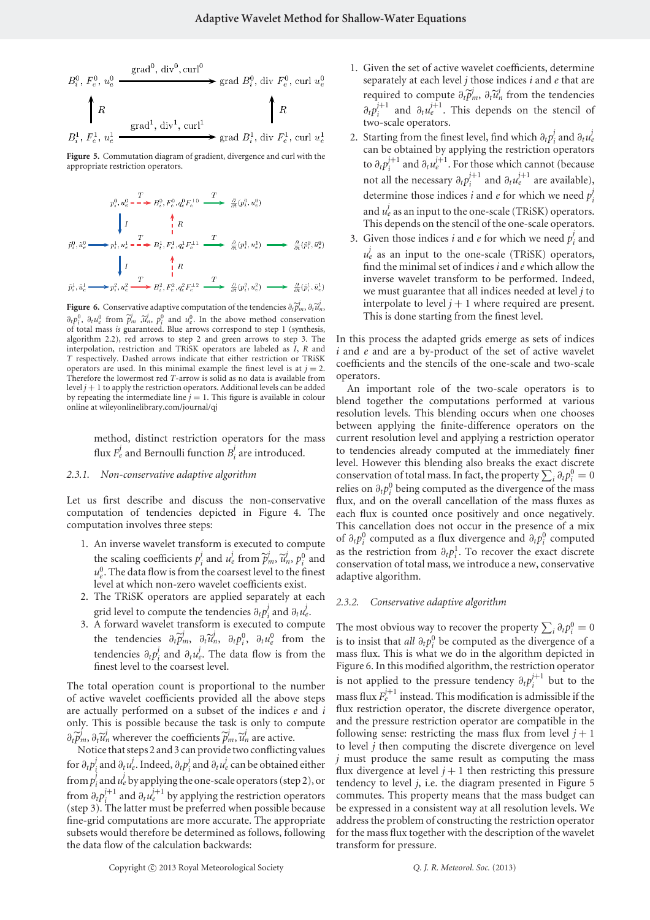Figure 5. Commutation diagram of gradient, divergence and curl with the appropriate restriction operators.

Figure 6. Conservative adaptive computation of the tendencies $\partial_t \widetilde{p}^j_m$, $\partial_t \widetilde{u}^j_n$, $\partial_t p^0_i$, $\partial_t u^0_e$ from $\widetilde{p}^j_m$, $\widetilde{u}^j_n$, $p^0_i$ and $u^0_e$. In the above method conservation of total mass *is* guaranteed. Blue arrows correspond to step 1 (synthesis, algorithm 2.2), red arrows to step 2 and green arrows to step 3. The interpolation, restriction and TRiSK operators are labeled as $I$, $R$ and $T$ respectively. Dashed arrows indicate that either restriction or TRiSK operators are used. In this minimal example the finest level is at $j = 2$. Therefore the lowermost red $T$-arrow is solid as no data is available from level $j+1$ to apply the restriction operators. Additional levels can be added by repeating the intermediate line $j = 1$. This figure is available in colour online at wileyonlinelibrary.com/journal/qj

method, distinct restriction operators for the mass flux $F^j_e$ and Bernoulli function $B^j_i$ are introduced.

#### 2.3.1. *Non-conservative adaptive algorithm*

Let us first describe and discuss the non-conservative computation of tendencies depicted in Figure 4. The computation involves three steps:

1. An inverse wavelet transform is executed to compute the scaling coefficients $p^j_i$ and $u^j_e$ from $\widetilde{p}^j_m$, $\widetilde{u}^j_n$, $p^0_i$ and $u^0_e$. The data flow is from the coarsest level to the finest level at which non-zero wavelet coefficients exist.
2. The TRiSK operators are applied separately at each grid level to compute the tendencies $\partial_t p^j_i$ and $\partial_t u^j_e$.
3. A forward wavelet transform is executed to compute the tendencies $\partial_t \widetilde{p}^j_m$, $\partial_t \widetilde{u}^j_n$, $\partial_t p^0_i$, $\partial_t u^0_e$ from the tendencies $\partial_t p^j_i$ and $\partial_t u^j_e$. The data flow is from the finest level to the coarsest level.

The total operation count is proportional to the number of active wavelet coefficients provided all the above steps are actually performed on a subset of the indices $e$ and $i$ only. This is possible because the task is only to compute $\partial_t \widetilde{p}^j_m$, $\partial_t \widetilde{u}^j_n$ wherever the coefficients $\widetilde{p}^j_m$, $\widetilde{u}^j_n$ are active.

Notice that steps 2 and 3 can provide two conflicting values for $\partial_t p^j_i$ and $\partial_t u^j_e$. Indeed, $\partial_t p^j_i$ and $\partial_t u^j_e$ can be obtained either from $p^j_i$ and $u^j_e$ by applying the one-scale operators (step 2), or from $\partial_t p^{j+1}_i$ and $\partial_t u^{j+1}_e$ by applying the restriction operators (step 3). The latter must be preferred when possible because fine-grid computations are more accurate. The appropriate subsets would therefore be determined as follows, following the data flow of the calculation backwards:

1. Given the set of active wavelet coefficients, determine separately at each level $j$ those indices $i$ and $e$ that are required to compute $\partial_t \widetilde{p}^j_m$, $\partial_t \widetilde{u}^j_n$ from the tendencies $\partial_t p^{j+1}_i$ and $\partial_t u^{j+1}_e$. This depends on the stencil of two-scale operators.
2. Starting from the finest level, find which $\partial_t p^j_i$ and $\partial_t u^j_e$ can be obtained by applying the restriction operators to $\partial_t p^{j+1}_i$ and $\partial_t u^{j+1}_e$. For those which cannot (because not all the necessary $\partial_t p^{j+1}_i$ and $\partial_t u^{j+1}_e$ are available), determine those indices $i$ and $e$ for which we need $p^j_i$ and $u^j_e$ as an input to the one-scale (TRiSK) operators. This depends on the stencil of the one-scale operators.
3. Given those indices $i$ and $e$ for which we need $p^j_i$ and $u^j_e$ as an input to the one-scale (TRiSK) operators, find the minimal set of indices $i$ and $e$ which allow the inverse wavelet transform to be performed. Indeed, we must guarantee that all indices needed at level $j$ to interpolate to level $j+1$ where required are present. This is done starting from the finest level.

In this process the adapted grids emerge as sets of indices $i$ and $e$ and are a by-product of the set of active wavelet coefficients and the stencils of the one-scale and two-scale operators.

An important role of the two-scale operators is to blend together the computations performed at various resolution levels. This blending occurs when one chooses between applying the finite-difference operators on the current resolution level and applying a restriction operator to tendencies already computed at the immediately finer level. However this blending also breaks the exact discrete conservation of total mass. In fact, the property $\sum_i \partial_t p^0_i = 0$ relies on $\partial_t p^0_i$ being computed as the divergence of the mass flux, and on the overall cancellation of the mass fluxes as each flux is counted once positively and once negatively. This cancellation does not occur in the presence of a mix of $\partial_t p^0_i$ computed as a flux divergence and $\partial_t p^0_i$ computed as the restriction from $\partial_t p^1_i$. To recover the exact discrete conservation of total mass, we introduce a new, conservative adaptive algorithm.

#### 2.3.2. *Conservative adaptive algorithm*

The most obvious way to recover the property $\sum_i \partial_t p^0_i = 0$ is to insist that *all* $\partial_t p^0_i$ be computed as the divergence of a mass flux. This is what we do in the algorithm depicted in Figure 6. In this modified algorithm, the restriction operator is not applied to the pressure tendency $\partial_t p^{j+1}_i$ but to the mass flux $F^{j+1}_e$ instead. This modification is admissible if the flux restriction operator, the discrete divergence operator, and the pressure restriction operator are compatible in the following sense: restricting the mass flux from level $j+1$ to level $j$ then computing the discrete divergence on level $j$ must produce the same result as computing the mass flux divergence at level $j+1$ then restricting this pressure tendency to level $j$, i.e. the diagram presented in Figure 5 commutes. This property means that the mass budget can be expressed in a consistent way at all resolution levels. We address the problem of constructing the restriction operator for the mass flux together with the description of the wavelet transform for pressure.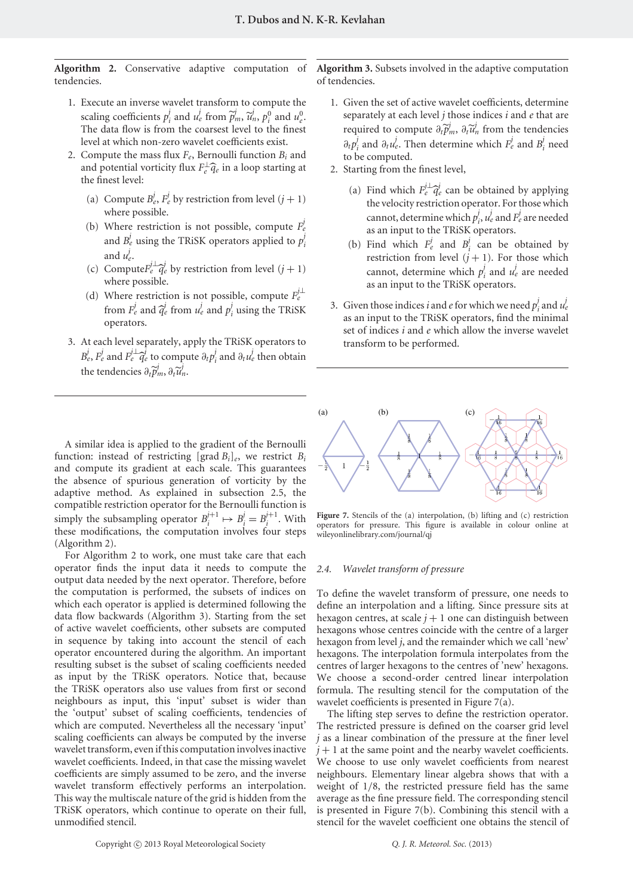**Algorithm 2.** Conservative adaptive computation of tendencies.

1. Execute an inverse wavelet transform to compute the scaling coefficients $p_i^j$ and $u_e^j$ from $\widetilde{p}_m^j$, $\widetilde{u}_n^j$, $p_i^0$ and $u_e^0$. The data flow is from the coarsest level to the finest level at which non-zero wavelet coefficients exist.
2. Compute the mass flux $F_e$, Bernoulli function $B_i$ and and potential vorticity flux $F_e^{\perp}\widehat{q}_e$ in a loop starting at the finest level:
   (a) Compute $B_e^j$, $F_e^j$ by restriction from level $(j+1)$ where possible.
   (b) Where restriction is not possible, compute $F_e^j$ and $B_e^j$ using the TRiSK operators applied to $p_i^j$ and $u_e^j$.
   (c) Compute $F_e^{j\perp}\widehat{q}_e^j$ by restriction from level $(j+1)$ where possible.
   (d) Where restriction is not possible, compute $F_e^{j\perp}$ from $F_e^j$ and $\widehat{q}_e^j$ from $u_e^j$ and $p_i^j$ using the TRiSK operators.
3. At each level separately, apply the TRiSK operators to $B_e^j$, $F_e^j$ and $F_e^{j\perp}\widehat{q}_e^j$ to compute $\partial_t p_i^j$ and $\partial_t u_e^j$ then obtain the tendencies $\partial_t \widetilde{p}_m^j$, $\partial_t \widetilde{u}_n^j$.

**Algorithm 3.** Subsets involved in the adaptive computation of tendencies.

1. Given the set of active wavelet coefficients, determine separately at each level $j$ those indices $i$ and $e$ that are required to compute $\partial_t \widetilde{p}_m^j$, $\partial_t \widetilde{u}_n^j$ from the tendencies $\partial_t p_i^j$ and $\partial_t u_e^j$. Then determine which $F_e^j$ and $B_i^j$ need to be computed.
2. Starting from the finest level,
   (a) Find which $F_e^{j\perp}\widehat{q}_e^j$ can be obtained by applying the velocity restriction operator. For those which cannot, determine which $p_i^j$, $u_e^j$ and $F_e^j$ are needed as an input to the TRiSK operators.
   (b) Find which $F_e^j$ and $B_i^j$ can be obtained by restriction from level $(j+1)$. For those which cannot, determine which $p_i^j$ and $u_e^j$ are needed as an input to the TRiSK operators.
3. Given those indices $i$ and $e$ for which we need $p_i^j$ and $u_e^j$ as an input to the TRiSK operators, find the minimal set of indices $i$ and $e$ which allow the inverse wavelet transform to be performed.

A similar idea is applied to the gradient of the Bernoulli function: instead of restricting $[\text{grad}\, B_i]_e$, we restrict $B_i$ and compute its gradient at each scale. This guarantees the absence of spurious generation of vorticity by the adaptive method. As explained in subsection 2.5, the compatible restriction operator for the Bernoulli function is simply the subsampling operator $B_i^{j+1} \mapsto B_i^j = B_i^{j+1}$. With these modifications, the computation involves four steps (Algorithm 2).

For Algorithm 2 to work, one must take care that each operator finds the input data it needs to compute the output data needed by the next operator. Therefore, before the computation is performed, the subsets of indices on which each operator is applied is determined following the data flow backwards (Algorithm 3). Starting from the set of active wavelet coefficients, other subsets are computed in sequence by taking into account the stencil of each operator encountered during the algorithm. An important resulting subset is the subset of scaling coefficients needed as input by the TRiSK operators. Notice that, because the TRiSK operators also use values from first or second neighbours as input, this 'input' subset is wider than the 'output' subset of scaling coefficients, tendencies of which are computed. Nevertheless all the necessary 'input' scaling coefficients can always be computed by the inverse wavelet transform, even if this computation involves inactive wavelet coefficients. Indeed, in that case the missing wavelet coefficients are simply assumed to be zero, and the inverse wavelet transform effectively performs an interpolation. This way the multiscale nature of the grid is hidden from the TRiSK operators, which continue to operate on their full, unmodified stencil.

Figure 7. Stencils of the (a) interpolation, (b) lifting and (c) restriction operators for pressure. This figure is available in colour online at wileyonlinelibrary.com/journal/qj

### 2.4. Wavelet transform of pressure

To define the wavelet transform of pressure, one needs to define an interpolation and a lifting. Since pressure sits at hexagon centres, at scale $j+1$ one can distinguish between hexagons whose centres coincide with the centre of a larger hexagon from level $j$, and the remainder which we call 'new' hexagons. The interpolation formula interpolates from the centres of larger hexagons to the centres of 'new' hexagons. We choose a second-order centred linear interpolation formula. The resulting stencil for the computation of the wavelet coefficients is presented in Figure 7(a).

The lifting step serves to define the restriction operator. The restricted pressure is defined on the coarser grid level $j$ as a linear combination of the pressure at the finer level $j+1$ at the same point and the nearby wavelet coefficients. We choose to use only wavelet coefficients from nearest neighbours. Elementary linear algebra shows that with a weight of 1/8, the restricted pressure field has the same average as the fine pressure field. The corresponding stencil is presented in Figure 7(b). Combining this stencil with a stencil for the wavelet coefficient one obtains the stencil of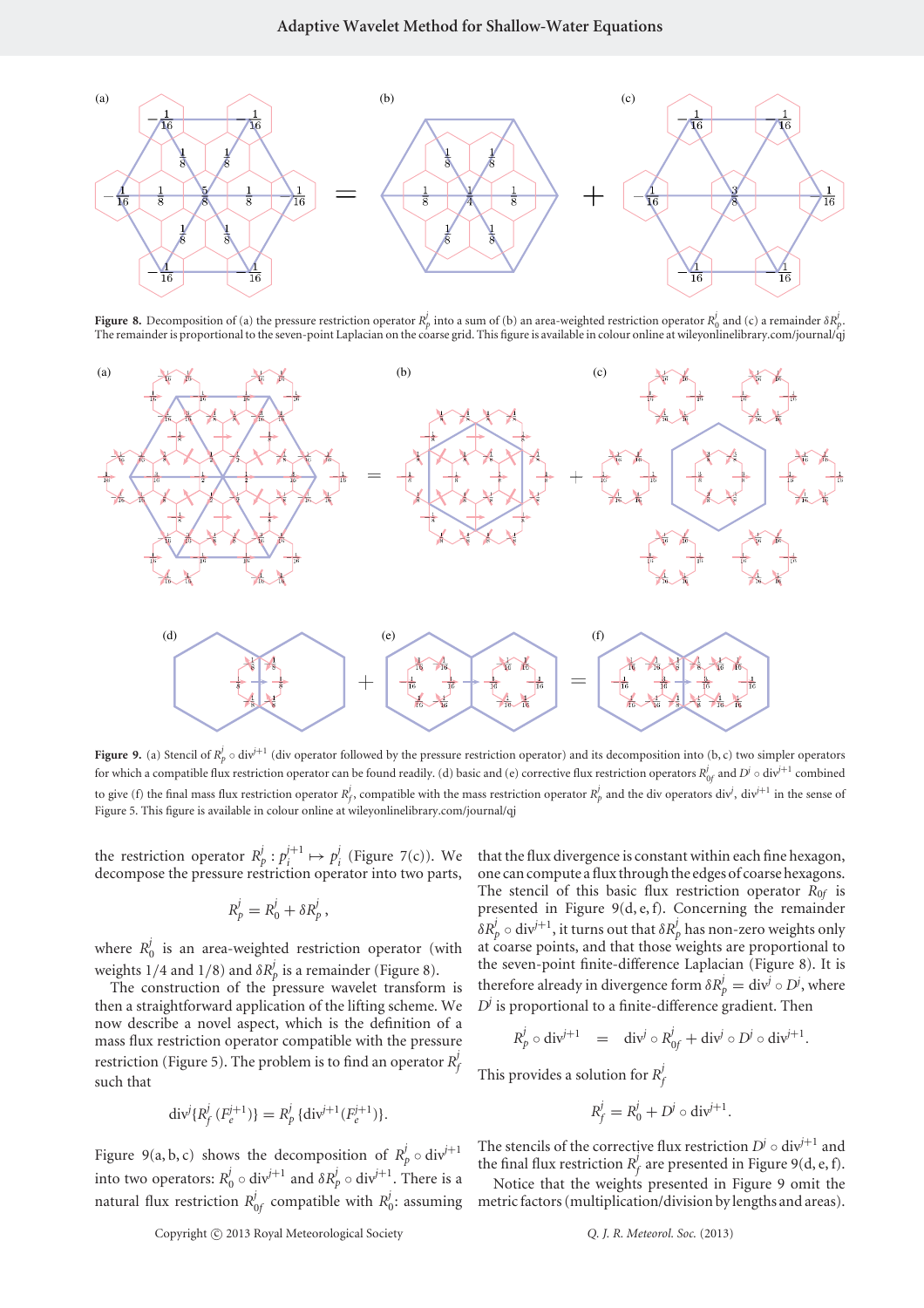Figure 8. Decomposition of (a) the pressure restriction operator $R_p^j$ into a sum of (b) an area-weighted restriction operator $R_0^j$ and (c) a remainder $\delta R_p^j$. The remainder is proportional to the seven-point Laplacian on the coarse grid. This figure is available in colour online at wileyonlinelibrary.com/journal/qj

Figure 9. (a) Stencil of $R_p^j \circ \text{div}^{j+1}$ (div operator followed by the pressure restriction operator) and its decomposition into (b, c) two simpler operators for which a compatible flux restriction operator can be found readily. (d) basic and (e) corrective flux restriction operators $R_{0f}^j$ and $D^j \circ \text{div}^{j+1}$ combined to give (f) the final mass flux restriction operator $R_f^j$, compatible with the mass restriction operator $R_p^j$ and the div operators $\text{div}^j$, $\text{div}^{j+1}$ in the sense of Figure 5. This figure is available in colour online at wileyonlinelibrary.com/journal/qj

the restriction operator $R_p^j : p_i^{j+1} \mapsto p_i^j$ (Figure 7(c)). We decompose the pressure restriction operator into two parts,

$$R_p^j = R_0^j + \delta R_p^j,$$

where $R_0^j$ is an area-weighted restriction operator (with weights 1/4 and 1/8) and $\delta R_p^j$ is a remainder (Figure 8).

The construction of the pressure wavelet transform is then a straightforward application of the lifting scheme. We now describe a novel aspect, which is the definition of a mass flux restriction operator compatible with the pressure restriction (Figure 5). The problem is to find an operator $R_f^j$ such that

$$\text{div}^j\{R_f^j(F_e^{j+1})\} = R_p^j\{\text{div}^{j+1}(F_e^{j+1})\}.$$

Figure 9(a, b, c) shows the decomposition of $R_p^j \circ \text{div}^{j+1}$ into two operators: $R_0^j \circ \text{div}^{j+1}$ and $\delta R_p^j \circ \text{div}^{j+1}$. There is a natural flux restriction $R_{0f}^j$ compatible with $R_0^j$: assuming that the flux divergence is constant within each fine hexagon, one can compute a flux through the edges of coarse hexagons. The stencil of this basic flux restriction operator $R_{0f}$ is presented in Figure 9(d, e, f). Concerning the remainder $\delta R_p^j \circ \text{div}^{j+1}$, it turns out that $\delta R_p^j$ has non-zero weights only at coarse points, and that those weights are proportional to the seven-point finite-difference Laplacian (Figure 8). It is therefore already in divergence form $\delta R_p^j = \text{div}^j \circ D^j$, where $D^j$ is proportional to a finite-difference gradient. Then

$$R_p^j \circ \text{div}^{j+1} \quad = \quad \text{div}^j \circ R_{0f}^j + \text{div}^j \circ D^j \circ \text{div}^{j+1}.$$

This provides a solution for $R_f^j$

$$R_f^j = R_0^j + D^j \circ \text{div}^{j+1}.$$

The stencils of the corrective flux restriction $D^j \circ \text{div}^{j+1}$ and the final flux restriction $R_f^j$ are presented in Figure 9(d, e, f).

Notice that the weights presented in Figure 9 omit the metric factors (multiplication/division by lengths and areas).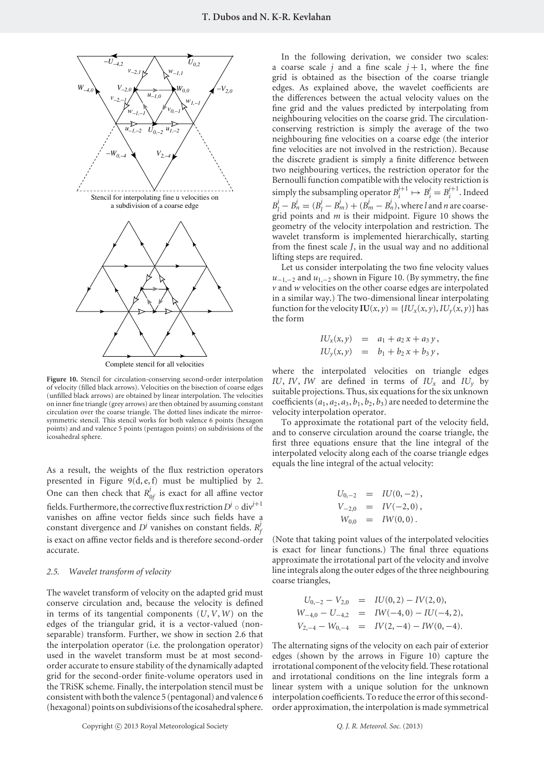Stencil for interpolating fine u velocities on a subdivision of a coarse edge

Complete stencil for all velocities

**Figure 10.** Stencil for circulation-conserving second-order interpolation of velocity (filled black arrows). Velocities on the bisection of coarse edges (unfilled black arrows) are obtained by linear interpolation. The velocities on inner fine triangle (grey arrows) are then obtained by assuming constant circulation over the coarse triangle. The dotted lines indicate the mirror-symmetric stencil. This stencil works for both valence 6 points (hexagon points) and and valence 5 points (pentagon points) on subdivisions of the icosahedral sphere.

As a result, the weights of the flux restriction operators presented in Figure 9(d, e, f) must be multiplied by 2. One can then check that $R^j_{0f}$ is exact for all affine vector fields. Furthermore, the corrective flux restriction $D^j \circ \mathrm{div}^{j+1}$ vanishes on affine vector fields since such fields have a constant divergence and $D^j$ vanishes on constant fields. $R^j_f$ is exact on affine vector fields and is therefore second-order accurate.

### 2.5. Wavelet transform of velocity

The wavelet transform of velocity on the adapted grid must conserve circulation and, because the velocity is defined in terms of its tangential components $(U, V, W)$ on the edges of the triangular grid, it is a vector-valued (non-separable) transform. Further, we show in section 2.6 that the interpolation operator (i.e. the prolongation operator) used in the wavelet transform must be at most second-order accurate to ensure stability of the dynamically adapted grid for the second-order finite-volume operators used in the TRiSK scheme. Finally, the interpolation stencil must be consistent with both the valence 5 (pentagonal) and valence 6 (hexagonal) points on subdivisions of the icosahedral sphere.

In the following derivation, we consider two scales: a coarse scale $j$ and a fine scale $j+1$, where the fine grid is obtained as the bisection of the coarse triangle edges. As explained above, the wavelet coefficients are the differences between the actual velocity values on the fine grid and the values predicted by interpolating from neighbouring velocities on the coarse grid. The circulation-conserving restriction is simply the average of the two neighbouring fine velocities on a coarse edge (the interior fine velocities are not involved in the restriction). Because the discrete gradient is simply a finite difference between two neighbouring vertices, the restriction operator for the Bernoulli function compatible with the velocity restriction is simply the subsampling operator $B^{j+1}_i \mapsto B^j_i = B^{j+1}_i$. Indeed $B^j_l - B^j_n = (B^j_l - B^j_m) + (B^j_m - B^j_n)$, where $l$ and $n$ are coarse-grid points and $m$ is their midpoint. Figure 10 shows the geometry of the velocity interpolation and restriction. The wavelet transform is implemented hierarchically, starting from the finest scale $J$, in the usual way and no additional lifting steps are required.

Let us consider interpolating the two fine velocity values $u_{-1,-2}$ and $u_{1,-2}$ shown in Figure 10. (By symmetry, the fine $v$ and $w$ velocities on the other coarse edges are interpolated in a similar way.) The two-dimensional linear interpolating function for the velocity $\mathbf{IU}(x, y) = \{IU_x(x, y), IU_y(x, y)\}$ has the form

$$
\begin{aligned}
IU_x(x, y) &= a_1 + a_2\, x + a_3\, y\,, \\
IU_y(x, y) &= b_1 + b_2\, x + b_3\, y\,,
\end{aligned}
$$

where the interpolated velocities on triangle edges $IU$, $IV$, $IW$ are defined in terms of $IU_x$ and $IU_y$ by suitable projections. Thus, six equations for the six unknown coefficients $(a_1, a_2, a_3, b_1, b_2, b_3)$ are needed to determine the velocity interpolation operator.

To approximate the rotational part of the velocity field, and to conserve circulation around the coarse triangle, the first three equations ensure that the line integral of the interpolated velocity along each of the coarse triangle edges equals the line integral of the actual velocity:

$$
\begin{aligned}
U_{0,-2} &= IU(0, -2)\,, \\
V_{-2,0} &= IV(-2, 0)\,, \\
W_{0,0} &= IW(0, 0)\,.
\end{aligned}
$$

(Note that taking point values of the interpolated velocities is exact for linear functions.) The final three equations approximate the irrotational part of the velocity and involve line integrals along the outer edges of the three neighbouring coarse triangles,

$$
\begin{aligned}
U_{0,-2} - V_{2,0} &= IU(0, 2) - IV(2, 0), \\
W_{-4,0} - U_{-4,2} &= IW(-4, 0) - IU(-4, 2), \\
V_{2,-4} - W_{0,-4} &= IV(2, -4) - IW(0, -4).
\end{aligned}
$$

The alternating signs of the velocity on each pair of exterior edges (shown by the arrows in Figure 10) capture the irrotational component of the velocity field. These rotational and irrotational conditions on the line integrals form a linear system with a unique solution for the unknown interpolation coefficients. To reduce the error of this second-order approximation, the interpolation is made symmetrical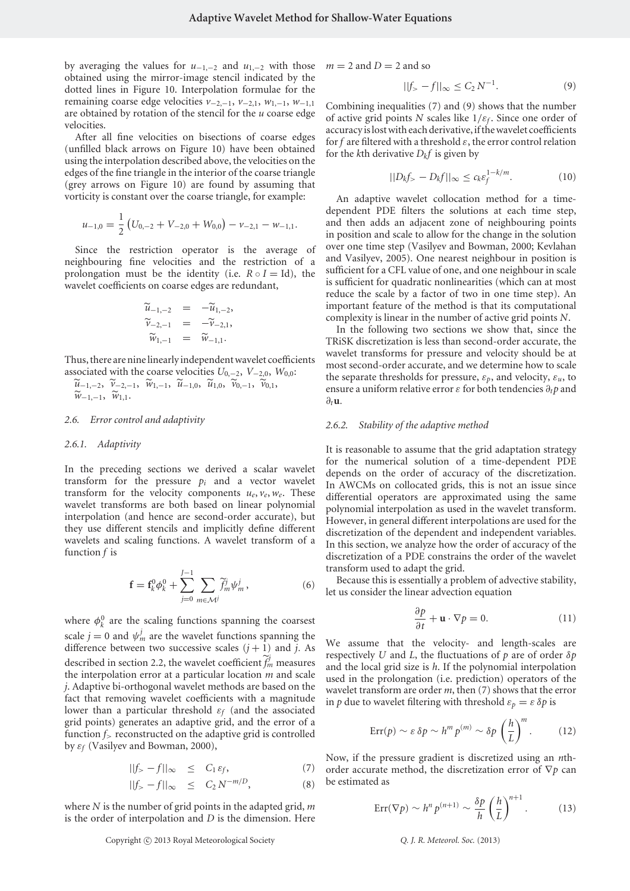by averaging the values for $u_{-1,-2}$ and $u_{1,-2}$ with those obtained using the mirror-image stencil indicated by the dotted lines in Figure 10. Interpolation formulae for the remaining coarse edge velocities $v_{-2,-1}$, $v_{-2,1}$, $w_{1,-1}$, $w_{-1,1}$ are obtained by rotation of the stencil for the $u$ coarse edge velocities.

After all fine velocities on bisections of coarse edges (unfilled black arrows on Figure 10) have been obtained using the interpolation described above, the velocities on the edges of the fine triangle in the interior of the coarse triangle (grey arrows on Figure 10) are found by assuming that vorticity is constant over the coarse triangle, for example:

$$u_{-1,0} = \frac{1}{2}\left(U_{0,-2} + V_{-2,0} + W_{0,0}\right) - v_{-2,1} - w_{-1,1}.$$

Since the restriction operator is the average of neighbouring fine velocities and the restriction of a prolongation must be the identity (i.e. $R \circ I = \mathrm{Id}$), the wavelet coefficients on coarse edges are redundant,

$$\begin{aligned} \widetilde{u}_{-1,-2} &= -\widetilde{u}_{1,-2}, \\ \widetilde{v}_{-2,-1} &= -\widetilde{v}_{-2,1}, \\ \widetilde{w}_{1,-1} &= \widetilde{w}_{-1,1}. \end{aligned}$$

Thus, there are nine linearly independent wavelet coefficients associated with the coarse velocities $U_{0,-2}$, $V_{-2,0}$, $W_{0,0}$: $\widetilde{u}_{-1,-2}$, $\widetilde{v}_{-2,-1}$, $\widetilde{w}_{1,-1}$, $\widetilde{u}_{-1,0}$, $\widetilde{u}_{1,0}$, $\widetilde{v}_{0,-1}$, $\widetilde{v}_{0,1}$, $\widetilde{w}_{-1,-1}$, $\widetilde{w}_{1,1}$.

### *2.6. Error control and adaptivity*

#### *2.6.1. Adaptivity*

In the preceding sections we derived a scalar wavelet transform for the pressure $p_i$ and a vector wavelet transform for the velocity components $u_e, v_e, w_e$. These wavelet transforms are both based on linear polynomial interpolation (and hence are second-order accurate), but they use different stencils and implicitly define different wavelets and scaling functions. A wavelet transform of a function $f$ is

$$\mathbf{f} = \mathbf{f}_k^0 \phi_k^0 + \sum_{j=0}^{J-1} \sum_{m \in \mathcal{M}^j} \widetilde{f}_m^j \psi_m^j, \tag{6}$$

where $\phi_k^0$ are the scaling functions spanning the coarsest scale $j = 0$ and $\psi_m^j$ are the wavelet functions spanning the difference between two successive scales $(j+1)$ and $j$. As described in section 2.2, the wavelet coefficient $\widetilde{f}_m^j$ measures the interpolation error at a particular location $m$ and scale $j$. Adaptive bi-orthogonal wavelet methods are based on the fact that removing wavelet coefficients with a magnitude lower than a particular threshold $\varepsilon_f$ (and the associated grid points) generates an adaptive grid, and the error of a function $f_>$ reconstructed on the adaptive grid is controlled by $\varepsilon_f$ (Vasilyev and Bowman, 2000),

$$||f_> - f||_\infty \leq C_1\, \varepsilon_f, \tag{7}$$

$$||f_> - f||_\infty \leq C_2\, N^{-m/D}, \tag{8}$$

where $N$ is the number of grid points in the adapted grid, $m$ is the order of interpolation and $D$ is the dimension. Here $m = 2$ and $D = 2$ and so

$$||f_> - f||_\infty \leq C_2\, N^{-1}. \tag{9}$$

Combining inequalities (7) and (9) shows that the number of active grid points $N$ scales like $1/\varepsilon_f$. Since one order of accuracy is lost with each derivative, if the wavelet coefficients for $f$ are filtered with a threshold $\varepsilon$, the error control relation for the $k$th derivative $D_k f$ is given by

$$||D_k f_> - D_k f||_\infty \leq c_k \varepsilon_f^{1-k/m}. \tag{10}$$

An adaptive wavelet collocation method for a time-dependent PDE filters the solutions at each time step, and then adds an adjacent zone of neighbouring points in position and scale to allow for the change in the solution over one time step (Vasilyev and Bowman, 2000; Kevlahan and Vasilyev, 2005). One nearest neighbour in position is sufficient for a CFL value of one, and one neighbour in scale is sufficient for quadratic nonlinearities (which can at most reduce the scale by a factor of two in one time step). An important feature of the method is that its computational complexity is linear in the number of active grid points $N$.

In the following two sections we show that, since the TRiSK discretization is less than second-order accurate, the wavelet transforms for pressure and velocity should be at most second-order accurate, and we determine how to scale the separate thresholds for pressure, $\varepsilon_p$, and velocity, $\varepsilon_u$, to ensure a uniform relative error $\varepsilon$ for both tendencies $\partial_t p$ and $\partial_t \mathbf{u}$.

#### *2.6.2. Stability of the adaptive method*

It is reasonable to assume that the grid adaptation strategy for the numerical solution of a time-dependent PDE depends on the order of accuracy of the discretization. In AWCMs on collocated grids, this is not an issue since differential operators are approximated using the same polynomial interpolation as used in the wavelet transform. However, in general different interpolations are used for the discretization of the dependent and independent variables. In this section, we analyze how the order of accuracy of the discretization of a PDE constrains the order of the wavelet transform used to adapt the grid.

Because this is essentially a problem of advective stability, let us consider the linear advection equation

$$\frac{\partial p}{\partial t} + \mathbf{u} \cdot \nabla p = 0. \tag{11}$$

We assume that the velocity- and length-scales are respectively $U$ and $L$, the fluctuations of $p$ are of order $\delta p$ and the local grid size is $h$. If the polynomial interpolation used in the prolongation (i.e. prediction) operators of the wavelet transform are order $m$, then (7) shows that the error in $p$ due to wavelet filtering with threshold $\varepsilon_p = \varepsilon\, \delta p$ is

$$\mathrm{Err}(p) \sim \varepsilon\, \delta p \sim h^m\, p^{(m)} \sim \delta p \left(\frac{h}{L}\right)^m. \tag{12}$$

Now, if the pressure gradient is discretized using an $n$th-order accurate method, the discretization error of $\nabla p$ can be estimated as

$$\mathrm{Err}(\nabla p) \sim h^n\, p^{(n+1)} \sim \frac{\delta p}{h} \left(\frac{h}{L}\right)^{n+1}. \tag{13}$$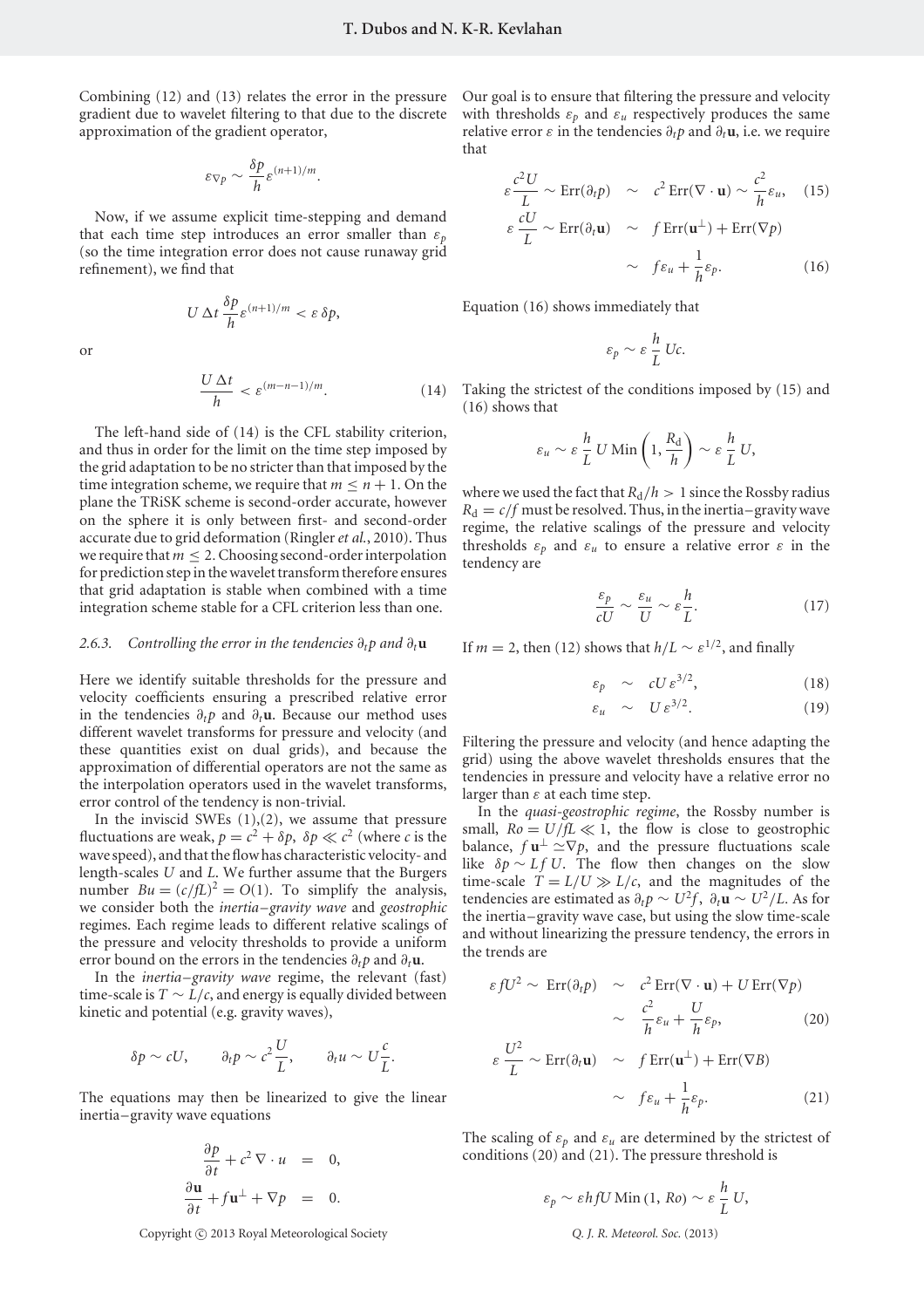Combining (12) and (13) relates the error in the pressure gradient due to wavelet filtering to that due to the discrete approximation of the gradient operator,

$$\varepsilon_{\nabla p} \sim \frac{\delta p}{h} \varepsilon^{(n+1)/m}.$$

Now, if we assume explicit time-stepping and demand that each time step introduces an error smaller than $\varepsilon_p$ (so the time integration error does not cause runaway grid refinement), we find that

$$U\,\Delta t\, \frac{\delta p}{h} \varepsilon^{(n+1)/m} < \varepsilon\, \delta p,$$

or

$$\frac{U\,\Delta t}{h} < \varepsilon^{(m-n-1)/m}. \tag{14}$$

The left-hand side of (14) is the CFL stability criterion, and thus in order for the limit on the time step imposed by the grid adaptation to be no stricter than that imposed by the time integration scheme, we require that $m \leq n+1$. On the plane the TRiSK scheme is second-order accurate, however on the sphere it is only between first- and second-order accurate due to grid deformation (Ringler *et al.*, 2010). Thus we require that $m \leq 2$. Choosing second-order interpolation for prediction step in the wavelet transform therefore ensures that grid adaptation is stable when combined with a time integration scheme stable for a CFL criterion less than one.

### 2.6.3. Controlling the error in the tendencies $\partial_t p$ and $\partial_t \mathbf{u}$

Here we identify suitable thresholds for the pressure and velocity coefficients ensuring a prescribed relative error in the tendencies $\partial_t p$ and $\partial_t \mathbf{u}$. Because our method uses different wavelet transforms for pressure and velocity (and these quantities exist on dual grids), and because the approximation of differential operators are not the same as the interpolation operators used in the wavelet transforms, error control of the tendency is non-trivial.

In the inviscid SWEs (1),(2), we assume that pressure fluctuations are weak, $p = c^2 + \delta p$, $\delta p \ll c^2$ (where $c$ is the wave speed), and that the flow has characteristic velocity- and length-scales $U$ and $L$. We further assume that the Burgers number $Bu = (c/fL)^2 = O(1)$. To simplify the analysis, we consider both the *inertia–gravity wave* and *geostrophic* regimes. Each regime leads to different relative scalings of the pressure and velocity thresholds to provide a uniform error bound on the errors in the tendencies $\partial_t p$ and $\partial_t \mathbf{u}$.

In the *inertia–gravity wave* regime, the relevant (fast) time-scale is $T \sim L/c$, and energy is equally divided between kinetic and potential (e.g. gravity waves),

$$\delta p \sim cU, \qquad \partial_t p \sim c^2 \frac{U}{L}, \qquad \partial_t u \sim U \frac{c}{L}.$$

The equations may then be linearized to give the linear inertia–gravity wave equations

$$\begin{aligned}
\frac{\partial p}{\partial t} + c^2 \nabla \cdot u &= 0, \\
\frac{\partial \mathbf{u}}{\partial t} + f\mathbf{u}^{\perp} + \nabla p &= 0.
\end{aligned}$$

Our goal is to ensure that filtering the pressure and velocity with thresholds $\varepsilon_p$ and $\varepsilon_u$ respectively produces the same relative error $\varepsilon$ in the tendencies $\partial_t p$ and $\partial_t \mathbf{u}$, i.e. we require that

$$\varepsilon \frac{c^2 U}{L} \sim \mathrm{Err}(\partial_t p) \sim c^2\, \mathrm{Err}(\nabla \cdot \mathbf{u}) \sim \frac{c^2}{h} \varepsilon_u, \tag{15}$$

$$\begin{aligned}
\varepsilon \frac{cU}{L} \sim \mathrm{Err}(\partial_t \mathbf{u}) &\sim f\, \mathrm{Err}(\mathbf{u}^{\perp}) + \mathrm{Err}(\nabla p) \\
&\sim f\varepsilon_u + \frac{1}{h}\varepsilon_p.
\end{aligned} \tag{16}$$

Equation (16) shows immediately that

$$\varepsilon_p \sim \varepsilon\, \frac{h}{L}\, Uc.$$

Taking the strictest of the conditions imposed by (15) and (16) shows that

$$\varepsilon_u \sim \varepsilon\, \frac{h}{L}\, U\, \mathrm{Min}\left(1, \frac{R_d}{h}\right) \sim \varepsilon\, \frac{h}{L}\, U,$$

where we used the fact that $R_d/h > 1$ since the Rossby radius $R_d = c/f$ must be resolved. Thus, in the inertia–gravity wave regime, the relative scalings of the pressure and velocity thresholds $\varepsilon_p$ and $\varepsilon_u$ to ensure a relative error $\varepsilon$ in the tendency are

$$\frac{\varepsilon_p}{cU} \sim \frac{\varepsilon_u}{U} \sim \varepsilon \frac{h}{L}. \tag{17}$$

If $m = 2$, then (12) shows that $h/L \sim \varepsilon^{1/2}$, and finally

$$\varepsilon_p \sim cU\,\varepsilon^{3/2}, \tag{18}$$

$$\varepsilon_u \sim U\,\varepsilon^{3/2}. \tag{19}$$

Filtering the pressure and velocity (and hence adapting the grid) using the above wavelet thresholds ensures that the tendencies in pressure and velocity have a relative error no larger than $\varepsilon$ at each time step.

In the *quasi-geostrophic regime*, the Rossby number is small, $Ro = U/fL \ll 1$, the flow is close to geostrophic balance, $f\mathbf{u}^{\perp} \simeq \nabla p$, and the pressure fluctuations scale like $\delta p \sim LfU$. The flow then changes on the slow time-scale $T = L/U \gg L/c$, and the magnitudes of the tendencies are estimated as $\partial_t p \sim U^2 f$, $\partial_t \mathbf{u} \sim U^2/L$. As for the inertia–gravity wave case, but using the slow time-scale and without linearizing the pressure tendency, the errors in the trends are

$$\begin{aligned}
\varepsilon f U^2 \sim \mathrm{Err}(\partial_t p) &\sim c^2\, \mathrm{Err}(\nabla \cdot \mathbf{u}) + U\, \mathrm{Err}(\nabla p) \\
&\sim \frac{c^2}{h}\varepsilon_u + \frac{U}{h}\varepsilon_p,
\end{aligned} \tag{20}$$

$$\begin{aligned}
\varepsilon \frac{U^2}{L} \sim \mathrm{Err}(\partial_t \mathbf{u}) &\sim f\, \mathrm{Err}(\mathbf{u}^{\perp}) + \mathrm{Err}(\nabla B) \\
&\sim f\varepsilon_u + \frac{1}{h}\varepsilon_p.
\end{aligned} \tag{21}$$

The scaling of $\varepsilon_p$ and $\varepsilon_u$ are determined by the strictest of conditions (20) and (21). The pressure threshold is

$$\varepsilon_p \sim \varepsilon h f U\, \mathrm{Min}\,(1, Ro) \sim \varepsilon\, \frac{h}{L}\, U,$$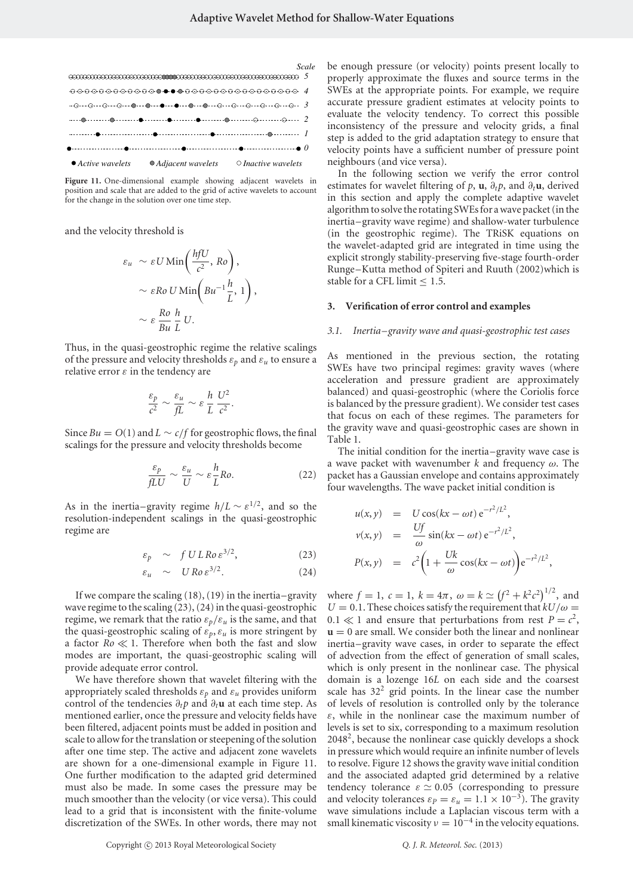Figure 11. One-dimensional example showing adjacent wavelets in position and scale that are added to the grid of active wavelets to account for the change in the solution over one time step.

and the velocity threshold is

$$
\begin{aligned}
\varepsilon_u &\sim \varepsilon U \,\mathrm{Min}\left(\frac{hfU}{c^2},\, Ro\right), \\
&\sim \varepsilon Ro\, U \,\mathrm{Min}\left(Bu^{-1}\frac{h}{L},\, 1\right), \\
&\sim \varepsilon \,\frac{Ro}{Bu}\,\frac{h}{L}\, U.
\end{aligned}
$$

Thus, in the quasi-geostrophic regime the relative scalings of the pressure and velocity thresholds $\varepsilon_p$ and $\varepsilon_u$ to ensure a relative error $\varepsilon$ in the tendency are

$$
\frac{\varepsilon_p}{c^2} \sim \frac{\varepsilon_u}{fL} \sim \varepsilon\,\frac{h}{L}\,\frac{U^2}{c^2}.
$$

Since $Bu = O(1)$ and $L \sim c/f$ for geostrophic flows, the final scalings for the pressure and velocity thresholds become

$$
\frac{\varepsilon_p}{fLU} \sim \frac{\varepsilon_u}{U} \sim \varepsilon\frac{h}{L}Ro. \tag{22}
$$

As in the inertia–gravity regime $h/L \sim \varepsilon^{1/2}$, and so the resolution-independent scalings in the quasi-geostrophic regime are

$$
\varepsilon_p \sim f\,U\,L\,Ro\,\varepsilon^{3/2}, \tag{23}
$$

$$
\varepsilon_u \sim U\,Ro\,\varepsilon^{3/2}. \tag{24}
$$

If we compare the scaling (18), (19) in the inertia–gravity wave regime to the scaling (23), (24) in the quasi-geostrophic regime, we remark that the ratio $\varepsilon_p/\varepsilon_u$ is the same, and that the quasi-geostrophic scaling of $\varepsilon_p, \varepsilon_u$ is more stringent by a factor $Ro \ll 1$. Therefore when both the fast and slow modes are important, the quasi-geostrophic scaling will provide adequate error control.

We have therefore shown that wavelet filtering with the appropriately scaled thresholds $\varepsilon_p$ and $\varepsilon_u$ provides uniform control of the tendencies $\partial_t p$ and $\partial_t \mathbf{u}$ at each time step. As mentioned earlier, once the pressure and velocity fields have been filtered, adjacent points must be added in position and scale to allow for the translation or steepening of the solution after one time step. The active and adjacent zone wavelets are shown for a one-dimensional example in Figure 11. One further modification to the adapted grid determined must also be made. In some cases the pressure may be much smoother than the velocity (or vice versa). This could lead to a grid that is inconsistent with the finite-volume discretization of the SWEs. In other words, there may not be enough pressure (or velocity) points present locally to properly approximate the fluxes and source terms in the SWEs at the appropriate points. For example, we require accurate pressure gradient estimates at velocity points to evaluate the velocity tendency. To correct this possible inconsistency of the pressure and velocity grids, a final step is added to the grid adaptation strategy to ensure that velocity points have a sufficient number of pressure point neighbours (and vice versa).

In the following section we verify the error control estimates for wavelet filtering of $p$, $\mathbf{u}$, $\partial_t p$, and $\partial_t \mathbf{u}$, derived in this section and apply the complete adaptive wavelet algorithm to solve the rotating SWEs for a wave packet (in the inertia–gravity wave regime) and shallow-water turbulence (in the geostrophic regime). The TRiSK equations on the wavelet-adapted grid are integrated in time using the explicit strongly stability-preserving five-stage fourth-order Runge–Kutta method of Spiteri and Ruuth (2002)which is stable for a CFL limit $\leq 1.5$.

## 3. Verification of error control and examples

### 3.1. Inertia–gravity wave and quasi-geostrophic test cases

As mentioned in the previous section, the rotating SWEs have two principal regimes: gravity waves (where acceleration and pressure gradient are approximately balanced) and quasi-geostrophic (where the Coriolis force is balanced by the pressure gradient). We consider test cases that focus on each of these regimes. The parameters for the gravity wave and quasi-geostrophic cases are shown in Table 1.

The initial condition for the inertia–gravity wave case is a wave packet with wavenumber $k$ and frequency $\omega$. The packet has a Gaussian envelope and contains approximately four wavelengths. The wave packet initial condition is

$$
\begin{aligned}
u(x,y) &= U\cos(kx-\omega t)\,\mathrm{e}^{-r^2/L^2}, \\
v(x,y) &= \frac{Uf}{\omega}\sin(kx-\omega t)\,\mathrm{e}^{-r^2/L^2}, \\
P(x,y) &= c^2\left(1+\frac{Uk}{\omega}\cos(kx-\omega t)\right)\mathrm{e}^{-r^2/L^2},
\end{aligned}
$$

where $f = 1$, $c = 1$, $k = 4\pi$, $\omega = k \simeq \left(f^2 + k^2c^2\right)^{1/2}$, and $U = 0.1$. These choices satisfy the requirement that $kU/\omega = 0.1 \ll 1$ and ensure that perturbations from rest $P = c^2$, $\mathbf{u} = 0$ are small. We consider both the linear and nonlinear inertia–gravity wave cases, in order to separate the effect of advection from the effect of generation of small scales, which is only present in the nonlinear case. The physical domain is a lozenge $16L$ on each side and the coarsest scale has $32^2$ grid points. In the linear case the number of levels of resolution is controlled only by the tolerance $\varepsilon$, while in the nonlinear case the maximum number of levels is set to six, corresponding to a maximum resolution $2048^2$, because the nonlinear case quickly develops a shock in pressure which would require an infinite number of levels to resolve. Figure 12 shows the gravity wave initial condition and the associated adapted grid determined by a relative tendency tolerance $\varepsilon \simeq 0.05$ (corresponding to pressure and velocity tolerances $\varepsilon_P = \varepsilon_u = 1.1 \times 10^{-3}$). The gravity wave simulations include a Laplacian viscous term with a small kinematic viscosity $\nu = 10^{-4}$ in the velocity equations.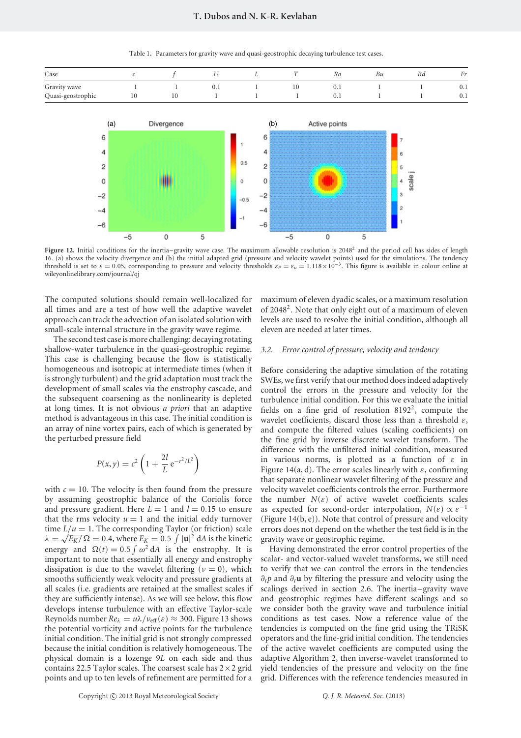Table 1. Parameters for gravity wave and quasi-geostrophic decaying turbulence test cases.

| Case | $c$ | $f$ | $U$ | $L$ | $T$ | $Ro$ | $Bu$ | $Rd$ | $Fr$ |
|---|---|---|---|---|---|---|---|---|---|
| Gravity wave | 1 | 1 | 0.1 | 1 | 10 | 0.1 | 1 | 1 | 0.1 |
| Quasi-geostrophic | 10 | 10 | 1 | 1 | 1 | 0.1 | 1 | 1 | 0.1 |

**Figure 12.** Initial conditions for the inertia–gravity wave case. The maximum allowable resolution is $2048^2$ and the period cell has sides of length 16. (a) shows the velocity divergence and (b) the initial adapted grid (pressure and velocity wavelet points) used for the simulations. The tendency threshold is set to $\varepsilon = 0.05$, corresponding to pressure and velocity thresholds $\varepsilon_P = \varepsilon_u = 1.118 \times 10^{-3}$. This figure is available in colour online at wileyonlinelibrary.com/journal/qj

The computed solutions should remain well-localized for all times and are a test of how well the adaptive wavelet approach can track the advection of an isolated solution with small-scale internal structure in the gravity wave regime.

The second test case is more challenging: decaying rotating shallow-water turbulence in the quasi-geostrophic regime. This case is challenging because the flow is statistically homogeneous and isotropic at intermediate times (when it is strongly turbulent) and the grid adaptation must track the development of small scales via the enstrophy cascade, and the subsequent coarsening as the nonlinearity is depleted at long times. It is not obvious *a priori* that an adaptive method is advantageous in this case. The initial condition is an array of nine vortex pairs, each of which is generated by the perturbed pressure field

$$P(x, y) = c^2 \left(1 + \frac{2l}{L}\, e^{-r^2/L^2}\right)$$

with $c = 10$. The velocity is then found from the pressure by assuming geostrophic balance of the Coriolis force and pressure gradient. Here $L = 1$ and $l = 0.15$ to ensure that the rms velocity $u = 1$ and the initial eddy turnover time $L/u = 1$. The corresponding Taylor (or friction) scale $\lambda = \sqrt{E_K/\Omega} = 0.4$, where $E_K = 0.5 \int |\mathbf{u}|^2 \, dA$ is the kinetic energy and $\Omega(t) = 0.5 \int \omega^2 \, dA$ is the enstrophy. It is important to note that essentially all energy and enstrophy dissipation is due to the wavelet filtering ($\nu = 0$), which smooths sufficiently weak velocity and pressure gradients at all scales (i.e. gradients are retained at the smallest scales if they are sufficiently intense). As we will see below, this flow develops intense turbulence with an effective Taylor-scale Reynolds number $Re_\lambda = u\lambda/\nu_{\text{eff}}(\varepsilon) \approx 300$. Figure 13 shows the potential vorticity and active points for the turbulence initial condition. The initial grid is not strongly compressed because the initial condition is relatively homogeneous. The physical domain is a lozenge $9L$ on each side and thus contains 22.5 Taylor scales. The coarsest scale has $2 \times 2$ grid points and up to ten levels of refinement are permitted for a maximum of eleven dyadic scales, or a maximum resolution of $2048^2$. Note that only eight out of a maximum of eleven levels are used to resolve the initial condition, although all eleven are needed at later times.

### 3.2. Error control of pressure, velocity and tendency

Before considering the adaptive simulation of the rotating SWEs, we first verify that our method does indeed adaptively control the errors in the pressure and velocity for the turbulence initial condition. For this we evaluate the initial fields on a fine grid of resolution $8192^2$, compute the wavelet coefficients, discard those less than a threshold $\varepsilon$, and compute the filtered values (scaling coefficients) on the fine grid by inverse discrete wavelet transform. The difference with the unfiltered initial condition, measured in various norms, is plotted as a function of $\varepsilon$ in Figure 14(a, d). The error scales linearly with $\varepsilon$, confirming that separate nonlinear wavelet filtering of the pressure and velocity wavelet coefficients controls the error. Furthermore the number $N(\varepsilon)$ of active wavelet coefficients scales as expected for second-order interpolation, $N(\varepsilon) \propto \varepsilon^{-1}$ (Figure 14(b, e)). Note that control of pressure and velocity errors does not depend on the whether the test field is in the gravity wave or geostrophic regime.

Having demonstrated the error control properties of the scalar- and vector-valued wavelet transforms, we still need to verify that we can control the errors in the tendencies $\partial_t p$ and $\partial_t \mathbf{u}$ by filtering the pressure and velocity using the scalings derived in section 2.6. The inertia–gravity wave and geostrophic regimes have different scalings and so we consider both the gravity wave and turbulent initial conditions as test cases. Now a reference value of the tendencies is computed on the fine grid using the TRiSK operators and the fine-grid initial condition. The tendencies of the active wavelet coefficients are computed using the adaptive Algorithm 2, then inverse-wavelet transformed to yield tendencies of the pressure and velocity on the fine grid. Differences with the reference tendencies measured in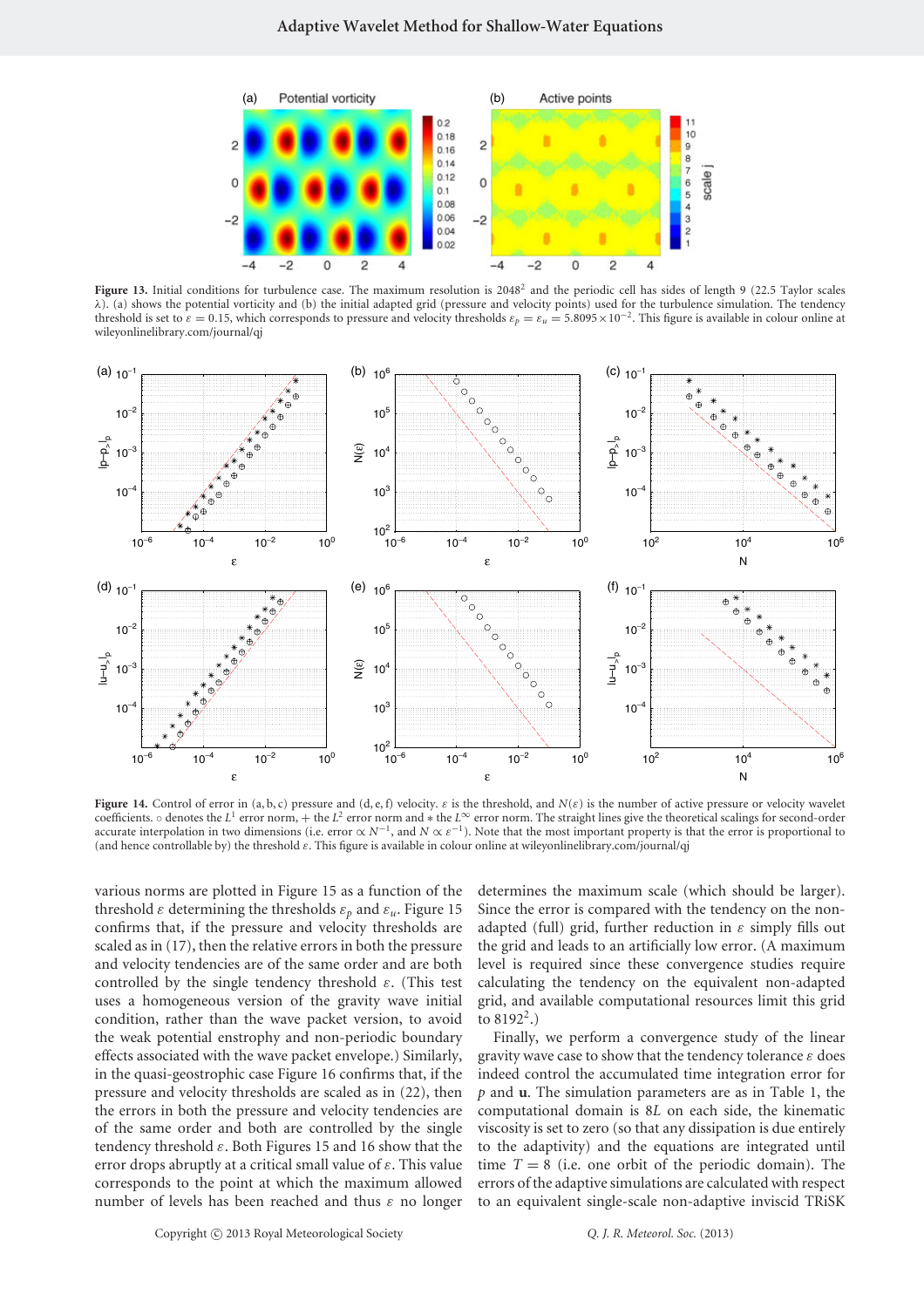**Figure 13.** Initial conditions for turbulence case. The maximum resolution is $2048^2$ and the periodic cell has sides of length 9 (22.5 Taylor scales $\lambda$). (a) shows the potential vorticity and (b) the initial adapted grid (pressure and velocity points) used for the turbulence simulation. The tendency threshold is set to $\varepsilon = 0.15$, which corresponds to pressure and velocity thresholds $\varepsilon_p = \varepsilon_u = 5.8095 \times 10^{-2}$. This figure is available in colour online at wileyonlinelibrary.com/journal/qj

**Figure 14.** Control of error in (a, b, c) pressure and (d, e, f) velocity. $\varepsilon$ is the threshold, and $N(\varepsilon)$ is the number of active pressure or velocity wavelet coefficients. ○ denotes the $L^1$ error norm, + the $L^2$ error norm and ∗ the $L^\infty$ error norm. The straight lines give the theoretical scalings for second-order accurate interpolation in two dimensions (i.e. error $\propto N^{-1}$, and $N \propto \varepsilon^{-1}$). Note that the most important property is that the error is proportional to (and hence controllable by) the threshold $\varepsilon$. This figure is available in colour online at wileyonlinelibrary.com/journal/qj

various norms are plotted in Figure 15 as a function of the threshold $\varepsilon$ determining the thresholds $\varepsilon_p$ and $\varepsilon_u$. Figure 15 confirms that, if the pressure and velocity thresholds are scaled as in (17), then the relative errors in both the pressure and velocity tendencies are of the same order and are both controlled by the single tendency threshold $\varepsilon$. (This test uses a homogeneous version of the gravity wave initial condition, rather than the wave packet version, to avoid the weak potential enstrophy and non-periodic boundary effects associated with the wave packet envelope.) Similarly, in the quasi-geostrophic case Figure 16 confirms that, if the pressure and velocity thresholds are scaled as in (22), then the errors in both the pressure and velocity tendencies are of the same order and both controlled by the single tendency threshold $\varepsilon$. Both Figures 15 and 16 show that the error drops abruptly at a critical small value of $\varepsilon$. This value corresponds to the point at which the maximum allowed number of levels has been reached and thus $\varepsilon$ no longer determines the maximum scale (which should be larger). Since the error is compared with the tendency on the non-adapted (full) grid, further reduction in $\varepsilon$ simply fills out the grid and leads to an artificially low error. (A maximum level is required since these convergence studies require calculating the tendency on the equivalent non-adapted grid, and available computational resources limit this grid to $8192^2$.)

Finally, we perform a convergence study of the linear gravity wave case to show that the tendency tolerance $\varepsilon$ does indeed control the accumulated time integration error for $p$ and $\mathbf{u}$. The simulation parameters are as in Table 1, the computational domain is $8L$ on each side, the kinematic viscosity is set to zero (so that any dissipation is due entirely to the adaptivity) and the equations are integrated until time $T = 8$ (i.e. one orbit of the periodic domain). The errors of the adaptive simulations are calculated with respect to an equivalent single-scale non-adaptive inviscid TRiSK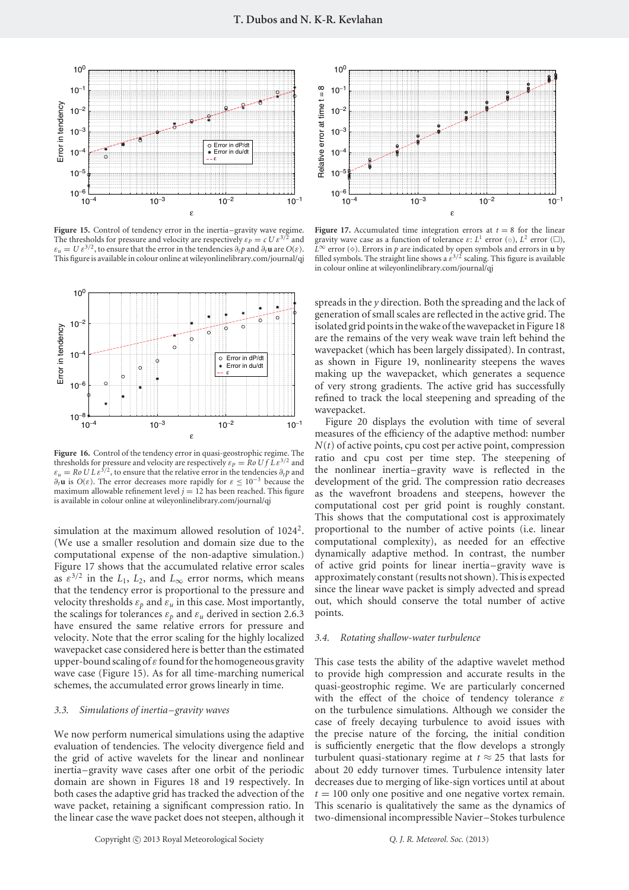Figure 15. Control of tendency error in the inertia–gravity wave regime. The thresholds for pressure and velocity are respectively $\varepsilon_P = c\,U\,\varepsilon^{3/2}$ and $\varepsilon_u = U\,\varepsilon^{3/2}$, to ensure that the error in the tendencies $\partial_t p$ and $\partial_t \mathbf{u}$ are $O(\varepsilon)$. This figure is available in colour online at wileyonlinelibrary.com/journal/qj

Figure 17. Accumulated time integration errors at $t = 8$ for the linear gravity wave case as a function of tolerance $\varepsilon$: $L^1$ error (○), $L^2$ error (□), $L^\infty$ error (◇). Errors in $p$ are indicated by open symbols and errors in $\mathbf{u}$ by filled symbols. The straight line shows a $\varepsilon^{3/2}$ scaling. This figure is available in colour online at wileyonlinelibrary.com/journal/qj

Figure 16. Control of the tendency error in quasi-geostrophic regime. The thresholds for pressure and velocity are respectively $\varepsilon_P = Ro\,U f\,L\,\varepsilon^{3/2}$ and $\varepsilon_u = Ro\,U\,L\,\varepsilon^{3/2}$, to ensure that the relative error in the tendencies $\partial_t p$ and $\partial_t \mathbf{u}$ is $O(\varepsilon)$. The error decreases more rapidly for $\varepsilon \le 10^{-3}$ because the maximum allowable refinement level $j = 12$ has been reached. This figure is available in colour online at wileyonlinelibrary.com/journal/qj

simulation at the maximum allowed resolution of $1024^2$. (We use a smaller resolution and domain size due to the computational expense of the non-adaptive simulation.) Figure 17 shows that the accumulated relative error scales as $\varepsilon^{3/2}$ in the $L_1$, $L_2$, and $L_\infty$ error norms, which means that the tendency error is proportional to the pressure and velocity thresholds $\varepsilon_p$ and $\varepsilon_u$ in this case. Most importantly, the scalings for tolerances $\varepsilon_p$ and $\varepsilon_u$ derived in section 2.6.3 have ensured the same relative errors for pressure and velocity. Note that the error scaling for the highly localized wavepacket case considered here is better than the estimated upper-bound scaling of $\varepsilon$ found for the homogeneous gravity wave case (Figure 15). As for all time-marching numerical schemes, the accumulated error grows linearly in time.

### 3.3. Simulations of inertia–gravity waves

We now perform numerical simulations using the adaptive evaluation of tendencies. The velocity divergence field and the grid of active wavelets for the linear and nonlinear inertia–gravity wave cases after one orbit of the periodic domain are shown in Figures 18 and 19 respectively. In both cases the adaptive grid has tracked the advection of the wave packet, retaining a significant compression ratio. In the linear case the wave packet does not steepen, although it spreads in the $y$ direction. Both the spreading and the lack of generation of small scales are reflected in the active grid. The isolated grid points in the wake of the wavepacket in Figure 18 are the remains of the very weak wave train left behind the wavepacket (which has been largely dissipated). In contrast, as shown in Figure 19, nonlinearity steepens the waves making up the wavepacket, which generates a sequence of very strong gradients. The active grid has successfully refined to track the local steepening and spreading of the wavepacket.

Figure 20 displays the evolution with time of several measures of the efficiency of the adaptive method: number $N(t)$ of active points, cpu cost per active point, compression ratio and cpu cost per time step. The steepening of the nonlinear inertia–gravity wave is reflected in the development of the grid. The compression ratio decreases as the wavefront broadens and steepens, however the computational cost per grid point is roughly constant. This shows that the computational cost is approximately proportional to the number of active points (i.e. linear computational complexity), as needed for an effective dynamically adaptive method. In contrast, the number of active grid points for linear inertia–gravity wave is approximately constant (results not shown). This is expected since the linear wave packet is simply advected and spread out, which should conserve the total number of active points.

### 3.4. Rotating shallow-water turbulence

This case tests the ability of the adaptive wavelet method to provide high compression and accurate results in the quasi-geostrophic regime. We are particularly concerned with the effect of the choice of tendency tolerance $\varepsilon$ on the turbulence simulations. Although we consider the case of freely decaying turbulence to avoid issues with the persistent nature of the forcing, the initial condition is sufficiently energetic that the flow develops a strongly turbulent quasi-stationary regime at $t \approx 25$ that lasts for about 20 eddy turnover times. Turbulence intensity later decreases due to merging of like-sign vortices until at about $t = 100$ only one positive and one negative vortex remain. This scenario is qualitatively the same as the dynamics of two-dimensional incompressible Navier–Stokes turbulence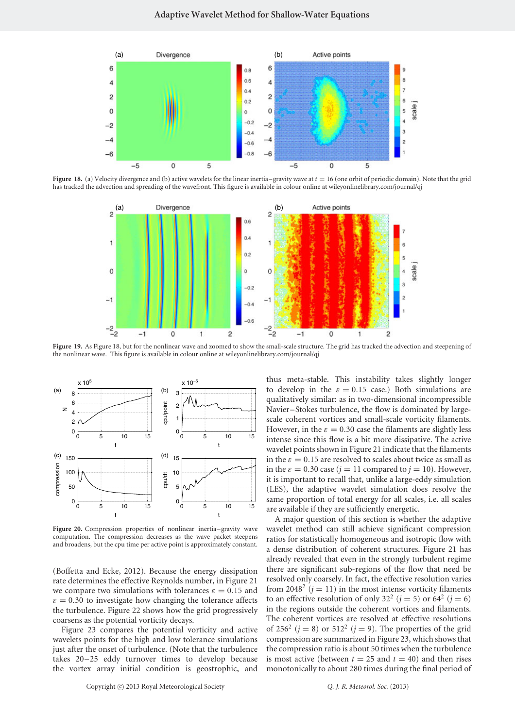Figure 18. (a) Velocity divergence and (b) active wavelets for the linear inertia–gravity wave at $t = 16$ (one orbit of periodic domain). Note that the grid has tracked the advection and spreading of the wavefront. This figure is available in colour online at wileyonlinelibrary.com/journal/qj

Figure 19. As Figure 18, but for the nonlinear wave and zoomed to show the small-scale structure. The grid has tracked the advection and steepening of the nonlinear wave. This figure is available in colour online at wileyonlinelibrary.com/journal/qj

Figure 20. Compression properties of nonlinear inertia–gravity wave computation. The compression decreases as the wave packet steepens and broadens, but the cpu time per active point is approximately constant.

(Boffetta and Ecke, 2012). Because the energy dissipation rate determines the effective Reynolds number, in Figure 21 we compare two simulations with tolerances $\varepsilon = 0.15$ and $\varepsilon = 0.30$ to investigate how changing the tolerance affects the turbulence. Figure 22 shows how the grid progressively coarsens as the potential vorticity decays.

Figure 23 compares the potential vorticity and active wavelets points for the high and low tolerance simulations just after the onset of turbulence. (Note that the turbulence takes 20–25 eddy turnover times to develop because the vortex array initial condition is geostrophic, and thus meta-stable. This instability takes slightly longer to develop in the $\varepsilon = 0.15$ case.) Both simulations are qualitatively similar: as in two-dimensional incompressible Navier–Stokes turbulence, the flow is dominated by large-scale coherent vortices and small-scale vorticity filaments. However, in the $\varepsilon = 0.30$ case the filaments are slightly less intense since this flow is a bit more dissipative. The active wavelet points shown in Figure 21 indicate that the filaments in the $\varepsilon = 0.15$ are resolved to scales about twice as small as in the $\varepsilon = 0.30$ case ($j = 11$ compared to $j = 10$). However, it is important to recall that, unlike a large-eddy simulation (LES), the adaptive wavelet simulation does resolve the same proportion of total energy for all scales, i.e. all scales are available if they are sufficiently energetic.

A major question of this section is whether the adaptive wavelet method can still achieve significant compression ratios for statistically homogeneous and isotropic flow with a dense distribution of coherent structures. Figure 21 has already revealed that even in the strongly turbulent regime there are significant sub-regions of the flow that need be resolved only coarsely. In fact, the effective resolution varies from $2048^2$ ($j = 11$) in the most intense vorticity filaments to an effective resolution of only $32^2$ ($j = 5$) or $64^2$ ($j = 6$) in the regions outside the coherent vortices and filaments. The coherent vortices are resolved at effective resolutions of $256^2$ ($j = 8$) or $512^2$ ($j = 9$). The properties of the grid compression are summarized in Figure 23, which shows that the compression ratio is about 50 times when the turbulence is most active (between $t = 25$ and $t = 40$) and then rises monotonically to about 280 times during the final period of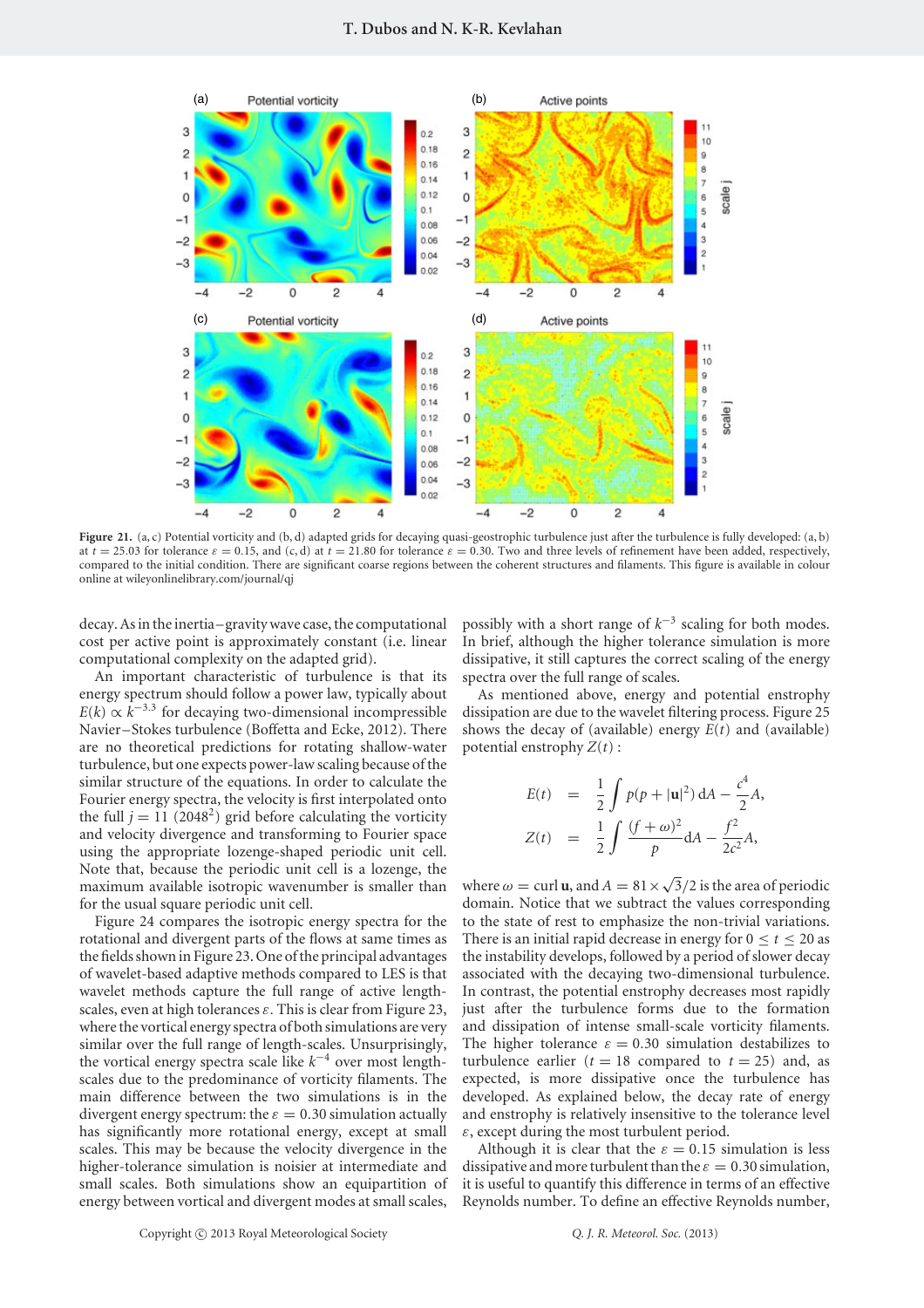**Figure 21.** (a, c) Potential vorticity and (b, d) adapted grids for decaying quasi-geostrophic turbulence just after the turbulence is fully developed: (a, b) at $t = 25.03$ for tolerance $\varepsilon = 0.15$, and (c, d) at $t = 21.80$ for tolerance $\varepsilon = 0.30$. Two and three levels of refinement have been added, respectively, compared to the initial condition. There are significant coarse regions between the coherent structures and filaments. This figure is available in colour online at wileyonlinelibrary.com/journal/qj

decay. As in the inertia–gravity wave case, the computational cost per active point is approximately constant (i.e. linear computational complexity on the adapted grid).

An important characteristic of turbulence is that its energy spectrum should follow a power law, typically about $E(k) \propto k^{-3.3}$ for decaying two-dimensional incompressible Navier–Stokes turbulence (Boffetta and Ecke, 2012). There are no theoretical predictions for rotating shallow-water turbulence, but one expects power-law scaling because of the similar structure of the equations. In order to calculate the Fourier energy spectra, the velocity is first interpolated onto the full $j = 11$ ($2048^2$) grid before calculating the vorticity and velocity divergence and transforming to Fourier space using the appropriate lozenge-shaped periodic unit cell. Note that, because the periodic unit cell is a lozenge, the maximum available isotropic wavenumber is smaller than for the usual square periodic unit cell.

Figure 24 compares the isotropic energy spectra for the rotational and divergent parts of the flows at same times as the fields shown in Figure 23. One of the principal advantages of wavelet-based adaptive methods compared to LES is that wavelet methods capture the full range of active length-scales, even at high tolerances $\varepsilon$. This is clear from Figure 23, where the vortical energy spectra of both simulations are very similar over the full range of length-scales. Unsurprisingly, the vortical energy spectra scale like $k^{-4}$ over most length-scales due to the predominance of vorticity filaments. The main difference between the two simulations is in the divergent energy spectrum: the $\varepsilon = 0.30$ simulation actually has significantly more rotational energy, except at small scales. This may be because the velocity divergence in the higher-tolerance simulation is noisier at intermediate and small scales. Both simulations show an equipartition of energy between vortical and divergent modes at small scales, possibly with a short range of $k^{-3}$ scaling for both modes. In brief, although the higher tolerance simulation is more dissipative, it still captures the correct scaling of the energy spectra over the full range of scales.

As mentioned above, energy and potential enstrophy dissipation are due to the wavelet filtering process. Figure 25 shows the decay of (available) energy $E(t)$ and (available) potential enstrophy $Z(t)$ :

$$
\begin{aligned}
E(t) &= \frac{1}{2}\int p(p + |\mathbf{u}|^2)\,\mathrm{d}A - \frac{c^4}{2}A,\\
Z(t) &= \frac{1}{2}\int \frac{(f+\omega)^2}{p}\mathrm{d}A - \frac{f^2}{2c^2}A,
\end{aligned}
$$

where $\omega = \operatorname{curl}\mathbf{u}$, and $A = 81 \times \sqrt{3}/2$ is the area of periodic domain. Notice that we subtract the values corresponding to the state of rest to emphasize the non-trivial variations. There is an initial rapid decrease in energy for $0 \le t \le 20$ as the instability develops, followed by a period of slower decay associated with the decaying two-dimensional turbulence. In contrast, the potential enstrophy decreases most rapidly just after the turbulence forms due to the formation and dissipation of intense small-scale vorticity filaments. The higher tolerance $\varepsilon = 0.30$ simulation destabilizes to turbulence earlier ($t = 18$ compared to $t = 25$) and, as expected, is more dissipative once the turbulence has developed. As explained below, the decay rate of energy and enstrophy is relatively insensitive to the tolerance level $\varepsilon$, except during the most turbulent period.

Although it is clear that the $\varepsilon = 0.15$ simulation is less dissipative and more turbulent than the $\varepsilon = 0.30$ simulation, it is useful to quantify this difference in terms of an effective Reynolds number. To define an effective Reynolds number,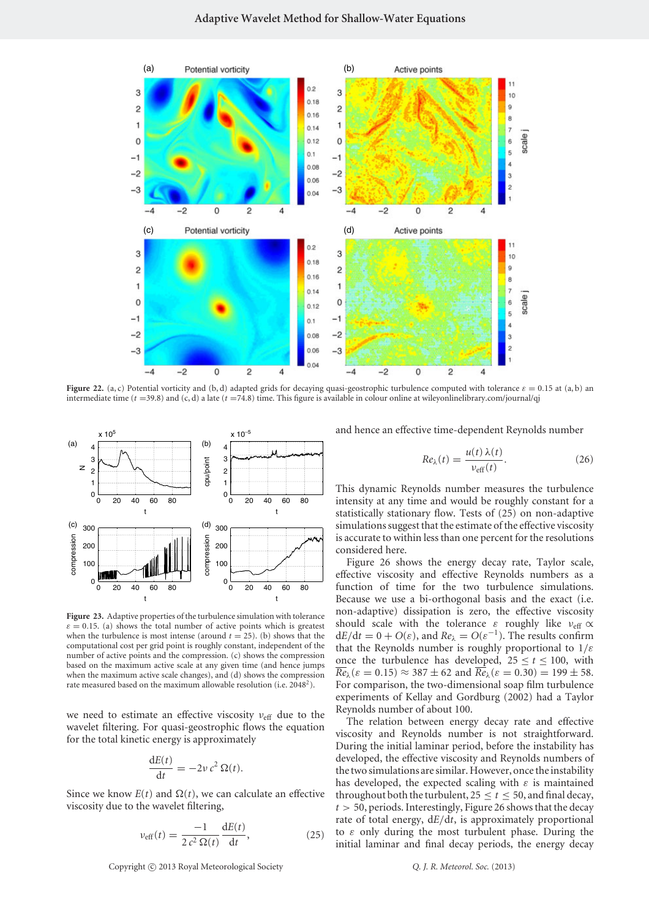Figure 22. (a, c) Potential vorticity and (b, d) adapted grids for decaying quasi-geostrophic turbulence computed with tolerance $\varepsilon = 0.15$ at (a, b) an intermediate time ($t$ =39.8) and (c, d) a late ($t$ =74.8) time. This figure is available in colour online at wileyonlinelibrary.com/journal/qj

Figure 23. Adaptive properties of the turbulence simulation with tolerance $\varepsilon = 0.15$. (a) shows the total number of active points which is greatest when the turbulence is most intense (around $t = 25$). (b) shows that the computational cost per grid point is roughly constant, independent of the number of active points and the compression. (c) shows the compression based on the maximum active scale at any given time (and hence jumps when the maximum active scale changes), and (d) shows the compression rate measured based on the maximum allowable resolution (i.e. $2048^2$).

we need to estimate an effective viscosity $\nu_{\text{eff}}$ due to the wavelet filtering. For quasi-geostrophic flows the equation for the total kinetic energy is approximately

$$\frac{\mathrm{d}E(t)}{\mathrm{d}t} = -2\nu\, c^2\, \Omega(t).$$

Since we know $E(t)$ and $\Omega(t)$, we can calculate an effective viscosity due to the wavelet filtering,

$$\nu_{\text{eff}}(t) = \frac{-1}{2\,c^2\,\Omega(t)}\frac{\mathrm{d}E(t)}{\mathrm{d}t}, \tag{25}$$

and hence an effective time-dependent Reynolds number

$$Re_{\lambda}(t) = \frac{u(t)\,\lambda(t)}{\nu_{\text{eff}}(t)}. \tag{26}$$

This dynamic Reynolds number measures the turbulence intensity at any time and would be roughly constant for a statistically stationary flow. Tests of (25) on non-adaptive simulations suggest that the estimate of the effective viscosity is accurate to within less than one percent for the resolutions considered here.

Figure 26 shows the energy decay rate, Taylor scale, effective viscosity and effective Reynolds numbers as a function of time for the two turbulence simulations. Because we use a bi-orthogonal basis and the exact (i.e. non-adaptive) dissipation is zero, the effective viscosity should scale with the tolerance $\varepsilon$ roughly like $\nu_{\text{eff}} \propto \mathrm{d}E/\mathrm{d}t = 0 + O(\varepsilon)$, and $Re_{\lambda} = O(\varepsilon^{-1})$. The results confirm that the Reynolds number is roughly proportional to $1/\varepsilon$ once the turbulence has developed, $25 \le t \le 100$, with $\overline{Re}_{\lambda}(\varepsilon = 0.15) \approx 387 \pm 62$ and $\overline{Re}_{\lambda}(\varepsilon = 0.30) = 199 \pm 58$. For comparison, the two-dimensional soap film turbulence experiments of Kellay and Gordburg (2002) had a Taylor Reynolds number of about 100.

The relation between energy decay rate and effective viscosity and Reynolds number is not straightforward. During the initial laminar period, before the instability has developed, the effective viscosity and Reynolds numbers of the two simulations are similar. However, once the instability has developed, the expected scaling with $\varepsilon$ is maintained throughout both the turbulent, $25 \le t \le 50$, and final decay, $t > 50$, periods. Interestingly, Figure 26 shows that the decay rate of total energy, $\mathrm{d}E/\mathrm{d}t$, is approximately proportional to $\varepsilon$ only during the most turbulent phase. During the initial laminar and final decay periods, the energy decay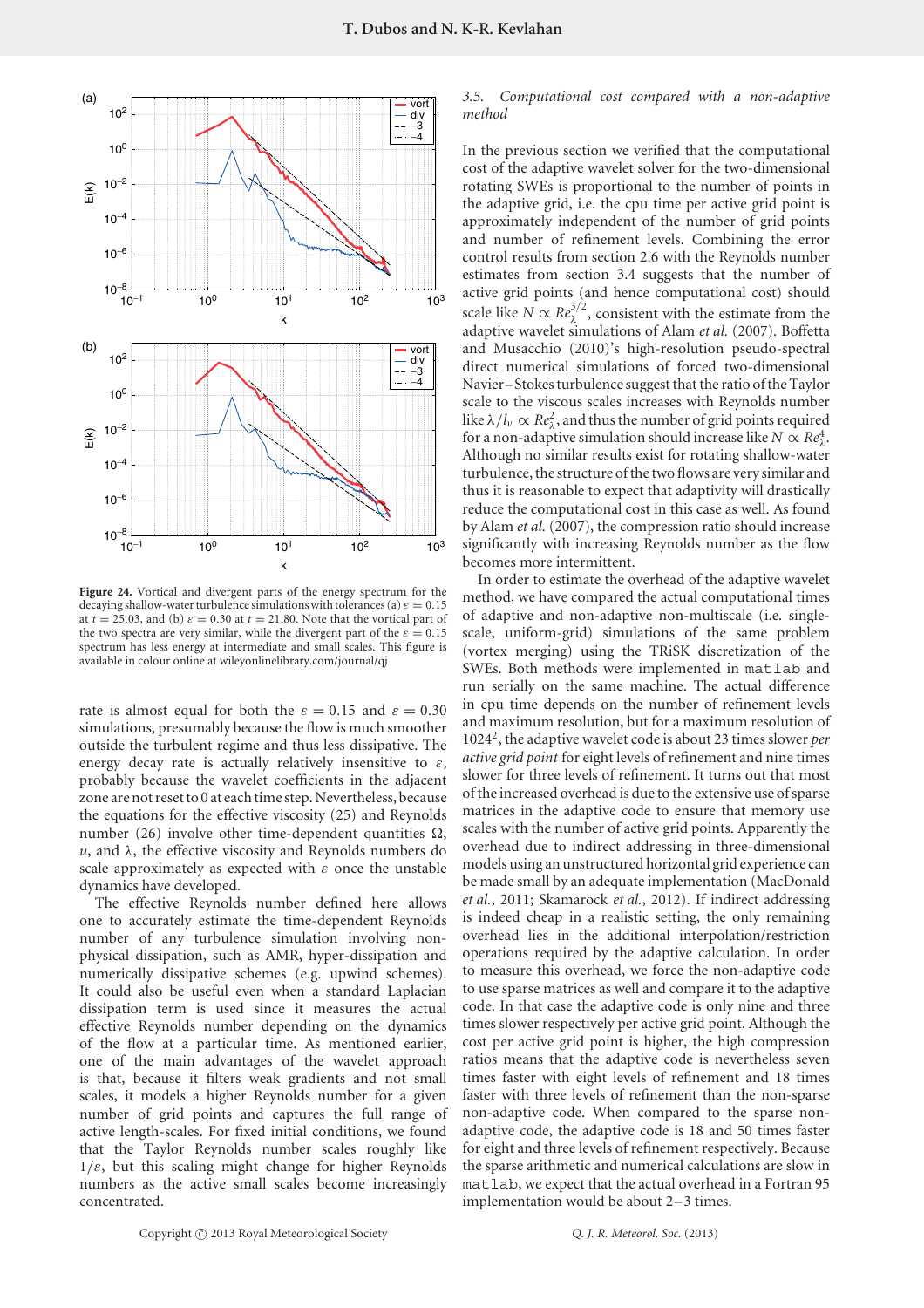Figure 24. Vortical and divergent parts of the energy spectrum for the decaying shallow-water turbulence simulations with tolerances (a) $\varepsilon = 0.15$ at $t = 25.03$, and (b) $\varepsilon = 0.30$ at $t = 21.80$. Note that the vortical part of the two spectra are very similar, while the divergent part of the $\varepsilon = 0.15$ spectrum has less energy at intermediate and small scales. This figure is available in colour online at wileyonlinelibrary.com/journal/qj

rate is almost equal for both the $\varepsilon = 0.15$ and $\varepsilon = 0.30$ simulations, presumably because the flow is much smoother outside the turbulent regime and thus less dissipative. The energy decay rate is actually relatively insensitive to $\varepsilon$, probably because the wavelet coefficients in the adjacent zone are not reset to 0 at each time step. Nevertheless, because the equations for the effective viscosity (25) and Reynolds number (26) involve other time-dependent quantities $\Omega$, $u$, and $\lambda$, the effective viscosity and Reynolds numbers do scale approximately as expected with $\varepsilon$ once the unstable dynamics have developed.

The effective Reynolds number defined here allows one to accurately estimate the time-dependent Reynolds number of any turbulence simulation involving non-physical dissipation, such as AMR, hyper-dissipation and numerically dissipative schemes (e.g. upwind schemes). It could also be useful even when a standard Laplacian dissipation term is used since it measures the actual effective Reynolds number depending on the dynamics of the flow at a particular time. As mentioned earlier, one of the main advantages of the wavelet approach is that, because it filters weak gradients and not small scales, it models a higher Reynolds number for a given number of grid points and captures the full range of active length-scales. For fixed initial conditions, we found that the Taylor Reynolds number scales roughly like $1/\varepsilon$, but this scaling might change for higher Reynolds numbers as the active small scales become increasingly concentrated.

### *3.5. Computational cost compared with a non-adaptive method*

In the previous section we verified that the computational cost of the adaptive wavelet solver for the two-dimensional rotating SWEs is proportional to the number of points in the adaptive grid, i.e. the cpu time per active grid point is approximately independent of the number of grid points and number of refinement levels. Combining the error control results from section 2.6 with the Reynolds number estimates from section 3.4 suggests that the number of active grid points (and hence computational cost) should scale like $N \propto Re_\lambda^{3/2}$, consistent with the estimate from the adaptive wavelet simulations of Alam *et al.* (2007). Boffetta and Musacchio (2010)'s high-resolution pseudo-spectral direct numerical simulations of forced two-dimensional Navier–Stokes turbulence suggest that the ratio of the Taylor scale to the viscous scales increases with Reynolds number like $\lambda/l_\nu \propto Re_\lambda^2$, and thus the number of grid points required for a non-adaptive simulation should increase like $N \propto Re_\lambda^4$. Although no similar results exist for rotating shallow-water turbulence, the structure of the two flows are very similar and thus it is reasonable to expect that adaptivity will drastically reduce the computational cost in this case as well. As found by Alam *et al.* (2007), the compression ratio should increase significantly with increasing Reynolds number as the flow becomes more intermittent.

In order to estimate the overhead of the adaptive wavelet method, we have compared the actual computational times of adaptive and non-adaptive non-multiscale (i.e. single-scale, uniform-grid) simulations of the same problem (vortex merging) using the TRiSK discretization of the SWEs. Both methods were implemented in matlab and run serially on the same machine. The actual difference in cpu time depends on the number of refinement levels and maximum resolution, but for a maximum resolution of $1024^2$, the adaptive wavelet code is about 23 times slower *per active grid point* for eight levels of refinement and nine times slower for three levels of refinement. It turns out that most of the increased overhead is due to the extensive use of sparse matrices in the adaptive code to ensure that memory use scales with the number of active grid points. Apparently the overhead due to indirect addressing in three-dimensional models using an unstructured horizontal grid experience can be made small by an adequate implementation (MacDonald *et al.*, 2011; Skamarock *et al.*, 2012). If indirect addressing is indeed cheap in a realistic setting, the only remaining overhead lies in the additional interpolation/restriction operations required by the adaptive calculation. In order to measure this overhead, we force the non-adaptive code to use sparse matrices as well and compare it to the adaptive code. In that case the adaptive code is only nine and three times slower respectively per active grid point. Although the cost per active grid point is higher, the high compression ratios means that the adaptive code is nevertheless seven times faster with eight levels of refinement and 18 times faster with three levels of refinement than the non-sparse non-adaptive code. When compared to the sparse non-adaptive code, the adaptive code is 18 and 50 times faster for eight and three levels of refinement respectively. Because the sparse arithmetic and numerical calculations are slow in matlab, we expect that the actual overhead in a Fortran 95 implementation would be about 2–3 times.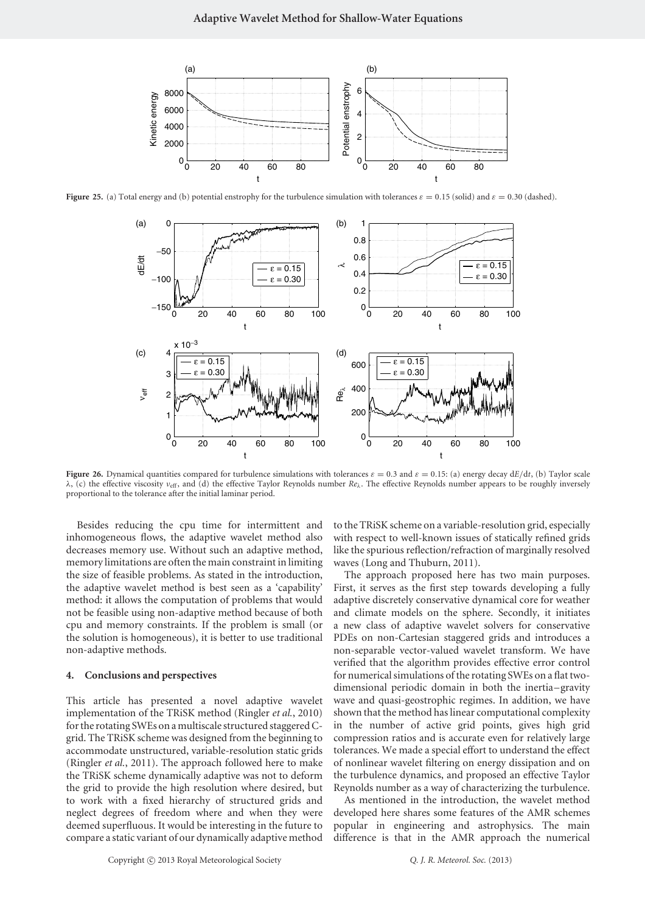**Figure 25.** (a) Total energy and (b) potential enstrophy for the turbulence simulation with tolerances $\varepsilon = 0.15$ (solid) and $\varepsilon = 0.30$ (dashed).

**Figure 26.** Dynamical quantities compared for turbulence simulations with tolerances $\varepsilon = 0.3$ and $\varepsilon = 0.15$: (a) energy decay $dE/dt$, (b) Taylor scale $\lambda$, (c) the effective viscosity $\nu_{\text{eff}}$, and (d) the effective Taylor Reynolds number $Re_\lambda$. The effective Reynolds number appears to be roughly inversely proportional to the tolerance after the initial laminar period.

Besides reducing the cpu time for intermittent and inhomogeneous flows, the adaptive wavelet method also decreases memory use. Without such an adaptive method, memory limitations are often the main constraint in limiting the size of feasible problems. As stated in the introduction, the adaptive wavelet method is best seen as a 'capability' method: it allows the computation of problems that would not be feasible using non-adaptive method because of both cpu and memory constraints. If the problem is small (or the solution is homogeneous), it is better to use traditional non-adaptive methods.

## 4. Conclusions and perspectives

This article has presented a novel adaptive wavelet implementation of the TRiSK method (Ringler *et al.*, 2010) for the rotating SWEs on a multiscale structured staggered C-grid. The TRiSK scheme was designed from the beginning to accommodate unstructured, variable-resolution static grids (Ringler *et al.*, 2011). The approach followed here to make the TRiSK scheme dynamically adaptive was not to deform the grid to provide the high resolution where desired, but to work with a fixed hierarchy of structured grids and neglect degrees of freedom where and when they were deemed superfluous. It would be interesting in the future to compare a static variant of our dynamically adaptive method to the TRiSK scheme on a variable-resolution grid, especially with respect to well-known issues of statically refined grids like the spurious reflection/refraction of marginally resolved waves (Long and Thuburn, 2011).

The approach proposed here has two main purposes. First, it serves as the first step towards developing a fully adaptive discretely conservative dynamical core for weather and climate models on the sphere. Secondly, it initiates a new class of adaptive wavelet solvers for conservative PDEs on non-Cartesian staggered grids and introduces a non-separable vector-valued wavelet transform. We have verified that the algorithm provides effective error control for numerical simulations of the rotating SWEs on a flat two-dimensional periodic domain in both the inertia–gravity wave and quasi-geostrophic regimes. In addition, we have shown that the method has linear computational complexity in the number of active grid points, gives high grid compression ratios and is accurate even for relatively large tolerances. We made a special effort to understand the effect of nonlinear wavelet filtering on energy dissipation and on the turbulence dynamics, and proposed an effective Taylor Reynolds number as a way of characterizing the turbulence.

As mentioned in the introduction, the wavelet method developed here shares some features of the AMR schemes popular in engineering and astrophysics. The main difference is that in the AMR approach the numerical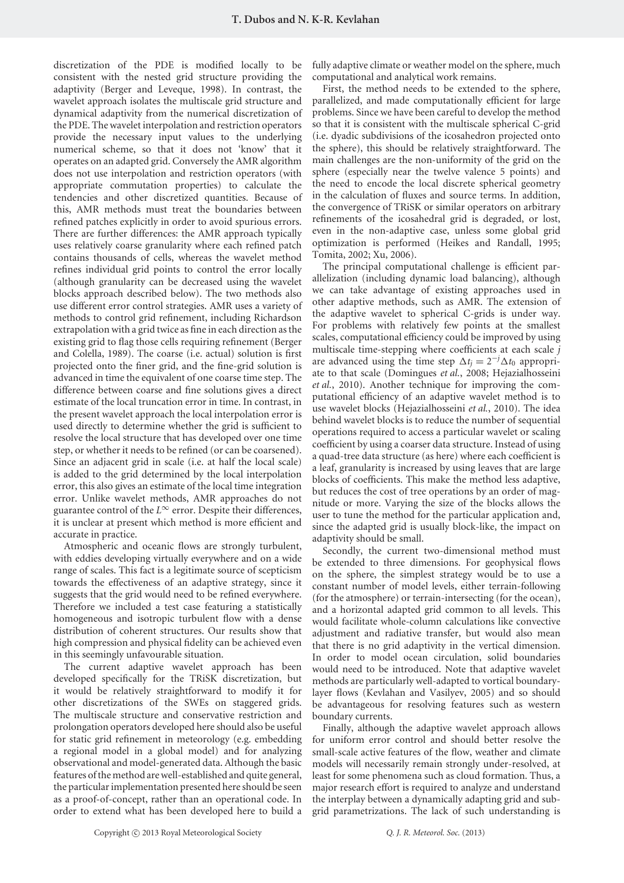discretization of the PDE is modified locally to be consistent with the nested grid structure providing the adaptivity (Berger and Leveque, 1998). In contrast, the wavelet approach isolates the multiscale grid structure and dynamical adaptivity from the numerical discretization of the PDE. The wavelet interpolation and restriction operators provide the necessary input values to the underlying numerical scheme, so that it does not 'know' that it operates on an adapted grid. Conversely the AMR algorithm does not use interpolation and restriction operators (with appropriate commutation properties) to calculate the tendencies and other discretized quantities. Because of this, AMR methods must treat the boundaries between refined patches explicitly in order to avoid spurious errors. There are further differences: the AMR approach typically uses relatively coarse granularity where each refined patch contains thousands of cells, whereas the wavelet method refines individual grid points to control the error locally (although granularity can be decreased using the wavelet blocks approach described below). The two methods also use different error control strategies. AMR uses a variety of methods to control grid refinement, including Richardson extrapolation with a grid twice as fine in each direction as the existing grid to flag those cells requiring refinement (Berger and Colella, 1989). The coarse (i.e. actual) solution is first projected onto the finer grid, and the fine-grid solution is advanced in time the equivalent of one coarse time step. The difference between coarse and fine solutions gives a direct estimate of the local truncation error in time. In contrast, in the present wavelet approach the local interpolation error is used directly to determine whether the grid is sufficient to resolve the local structure that has developed over one time step, or whether it needs to be refined (or can be coarsened). Since an adjacent grid in scale (i.e. at half the local scale) is added to the grid determined by the local interpolation error, this also gives an estimate of the local time integration error. Unlike wavelet methods, AMR approaches do not guarantee control of the $L^\infty$ error. Despite their differences, it is unclear at present which method is more efficient and accurate in practice.

Atmospheric and oceanic flows are strongly turbulent, with eddies developing virtually everywhere and on a wide range of scales. This fact is a legitimate source of scepticism towards the effectiveness of an adaptive strategy, since it suggests that the grid would need to be refined everywhere. Therefore we included a test case featuring a statistically homogeneous and isotropic turbulent flow with a dense distribution of coherent structures. Our results show that high compression and physical fidelity can be achieved even in this seemingly unfavourable situation.

The current adaptive wavelet approach has been developed specifically for the TRiSK discretization, but it would be relatively straightforward to modify it for other discretizations of the SWEs on staggered grids. The multiscale structure and conservative restriction and prolongation operators developed here should also be useful for static grid refinement in meteorology (e.g. embedding a regional model in a global model) and for analyzing observational and model-generated data. Although the basic features of the method are well-established and quite general, the particular implementation presented here should be seen as a proof-of-concept, rather than an operational code. In order to extend what has been developed here to build a fully adaptive climate or weather model on the sphere, much computational and analytical work remains.

First, the method needs to be extended to the sphere, parallelized, and made computationally efficient for large problems. Since we have been careful to develop the method so that it is consistent with the multiscale spherical C-grid (i.e. dyadic subdivisions of the icosahedron projected onto the sphere), this should be relatively straightforward. The main challenges are the non-uniformity of the grid on the sphere (especially near the twelve valence 5 points) and the need to encode the local discrete spherical geometry in the calculation of fluxes and source terms. In addition, the convergence of TRiSK or similar operators on arbitrary refinements of the icosahedral grid is degraded, or lost, even in the non-adaptive case, unless some global grid optimization is performed (Heikes and Randall, 1995; Tomita, 2002; Xu, 2006).

The principal computational challenge is efficient parallelization (including dynamic load balancing), although we can take advantage of existing approaches used in other adaptive methods, such as AMR. The extension of the adaptive wavelet to spherical C-grids is under way. For problems with relatively few points at the smallest scales, computational efficiency could be improved by using multiscale time-stepping where coefficients at each scale $j$ are advanced using the time step $\Delta t_j = 2^{-j}\Delta t_0$ appropriate to that scale (Domingues *et al.*, 2008; Hejazialhosseini *et al.*, 2010). Another technique for improving the computational efficiency of an adaptive wavelet method is to use wavelet blocks (Hejazialhosseini *et al.*, 2010). The idea behind wavelet blocks is to reduce the number of sequential operations required to access a particular wavelet or scaling coefficient by using a coarser data structure. Instead of using a quad-tree data structure (as here) where each coefficient is a leaf, granularity is increased by using leaves that are large blocks of coefficients. This make the method less adaptive, but reduces the cost of tree operations by an order of magnitude or more. Varying the size of the blocks allows the user to tune the method for the particular application and, since the adapted grid is usually block-like, the impact on adaptivity should be small.

Secondly, the current two-dimensional method must be extended to three dimensions. For geophysical flows on the sphere, the simplest strategy would be to use a constant number of model levels, either terrain-following (for the atmosphere) or terrain-intersecting (for the ocean), and a horizontal adapted grid common to all levels. This would facilitate whole-column calculations like convective adjustment and radiative transfer, but would also mean that there is no grid adaptivity in the vertical dimension. In order to model ocean circulation, solid boundaries would need to be introduced. Note that adaptive wavelet methods are particularly well-adapted to vortical boundary-layer flows (Kevlahan and Vasilyev, 2005) and so should be advantageous for resolving features such as western boundary currents.

Finally, although the adaptive wavelet approach allows for uniform error control and should better resolve the small-scale active features of the flow, weather and climate models will necessarily remain strongly under-resolved, at least for some phenomena such as cloud formation. Thus, a major research effort is required to analyze and understand the interplay between a dynamically adapting grid and subgrid parametrizations. The lack of such understanding is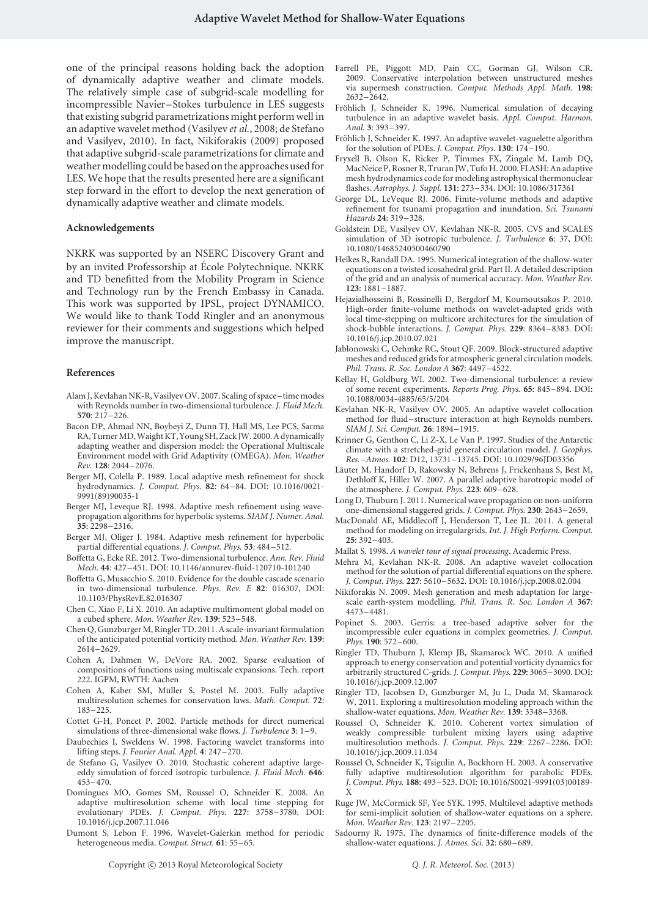one of the principal reasons holding back the adoption of dynamically adaptive weather and climate models. The relatively simple case of subgrid-scale modelling for incompressible Navier–Stokes turbulence in LES suggests that existing subgrid parametrizations might perform well in an adaptive wavelet method (Vasilyev *et al.*, 2008; de Stefano and Vasilyev, 2010). In fact, Nikiforakis (2009) proposed that adaptive subgrid-scale parametrizations for climate and weather modelling could be based on the approaches used for LES. We hope that the results presented here are a significant step forward in the effort to develop the next generation of dynamically adaptive weather and climate models.

#### Acknowledgements

NKRK was supported by an NSERC Discovery Grant and by an invited Professorship at École Polytechnique. NKRK and TD benefitted from the Mobility Program in Science and Technology run by the French Embassy in Canada. This work was supported by IPSL, project DYNAMICO. We would like to thank Todd Ringler and an anonymous reviewer for their comments and suggestions which helped improve the manuscript.

#### References

- Alam J, Kevlahan NK-R, Vasilyev OV. 2007. Scaling of space–time modes with Reynolds number in two-dimensional turbulence. *J. Fluid Mech.* **570**: 217–226.
- Bacon DP, Ahmad NN, Boybeyi Z, Dunn TJ, Hall MS, Lee PCS, Sarma RA, Turner MD, Waight KT, Young SH, Zack JW. 2000. A dynamically adapting weather and dispersion model: the Operational Multiscale Environment model with Grid Adaptivity (OMEGA). *Mon. Weather Rev.* **128**: 2044–2076.
- Berger MJ, Colella P. 1989. Local adaptive mesh refinement for shock hydrodynamics. *J. Comput. Phys.* **82**: 64–84. DOI: 10.1016/0021-9991(89)90035-1
- Berger MJ, Leveque RJ. 1998. Adaptive mesh refinement using wave-propagation algorithms for hyperbolic systems. *SIAM J. Numer. Anal.* **35**: 2298–2316.
- Berger MJ, Oliger J. 1984. Adaptive mesh refinement for hyperbolic partial differential equations. *J. Comput. Phys.* **53**: 484–512.
- Boffetta G, Ecke RE. 2012. Two-dimensional turbulence. *Ann. Rev. Fluid Mech.* **44**: 427–451. DOI: 10.1146/annurev-fluid-120710-101240
- Boffetta G, Musacchio S. 2010. Evidence for the double cascade scenario in two-dimensional turbulence. *Phys. Rev. E* **82**: 016307, DOI: 10.1103/PhysRevE.82.016307
- Chen C, Xiao F, Li X. 2010. An adaptive multimoment global model on a cubed sphere. *Mon. Weather Rev.* **139**: 523–548.
- Chen Q, Gunzburger M, Ringler TD. 2011. A scale-invariant formulation of the anticipated potential vorticity method. *Mon. Weather Rev.* **139**: 2614–2629.
- Cohen A, Dahmen W, DeVore RA. 2002. Sparse evaluation of compositions of functions using multiscale expansions. Tech. report 222. IGPM, RWTH: Aachen
- Cohen A, Kaber SM, Müller S, Postel M. 2003. Fully adaptive multiresolution schemes for conservation laws. *Math. Comput.* **72**: 183–225.
- Cottet G-H, Poncet P. 2002. Particle methods for direct numerical simulations of three-dimensional wake flows. *J. Turbulence* **3**: 1–9.
- Daubechies I, Sweldens W. 1998. Factoring wavelet transforms into lifting steps. *J. Fourier Anal. Appl.* **4**: 247–270.
- de Stefano G, Vasilyev O. 2010. Stochastic coherent adaptive large-eddy simulation of forced isotropic turbulence. *J. Fluid Mech.* **646**: 453–470.
- Domingues MO, Gomes SM, Roussel O, Schneider K. 2008. An adaptive multiresolution scheme with local time stepping for evolutionary PDEs. *J. Comput. Phys.* **227**: 3758–3780. DOI: 10.1016/j.jcp.2007.11.046
- Dumont S, Lebon F. 1996. Wavelet-Galerkin method for periodic heterogeneous media. *Comput. Struct.* **61**: 55–65.
- Farrell PE, Piggott MD, Pain CC, Gorman GJ, Wilson CR. 2009. Conservative interpolation between unstructured meshes via supermesh construction. *Comput. Methods Appl. Math.* **198**: 2632–2642.
- Fröhlich J, Schneider K. 1996. Numerical simulation of decaying turbulence in an adaptive wavelet basis. *Appl. Comput. Harmon. Anal.* **3**: 393–397.
- Fröhlich J, Schneider K. 1997. An adaptive wavelet-vaguelette algorithm for the solution of PDEs. *J. Comput. Phys.* **130**: 174–190.
- Fryxell B, Olson K, Ricker P, Timmes FX, Zingale M, Lamb DQ, MacNeice P, Rosner R, Truran JW, Tufo H. 2000. FLASH: An adaptive mesh hydrodynamics code for modeling astrophysical thermonuclear flashes. *Astrophys. J. Suppl.* **131**: 273–334. DOI: 10.1086/317361
- George DL, LeVeque RJ. 2006. Finite-volume methods and adaptive refinement for tsunami propagation and inundation. *Sci. Tsunami Hazards* **24**: 319–328.
- Goldstein DE, Vasilyev OV, Kevlahan NK-R. 2005. CVS and SCALES simulation of 3D isotropic turbulence. *J. Turbulence* **6**: 37, DOI: 10.1080/14685240500460790
- Heikes R, Randall DA. 1995. Numerical integration of the shallow-water equations on a twisted icosahedral grid. Part II. A detailed description of the grid and an analysis of numerical accuracy. *Mon. Weather Rev.* **123**: 1881–1887.
- Hejazialhosseini B, Rossinelli D, Bergdorf M, Koumoutsakos P. 2010. High-order finite-volume methods on wavelet-adapted grids with local time-stepping on multicore architectures for the simulation of shock-bubble interactions. *J. Comput. Phys.* **229**: 8364–8383. DOI: 10.1016/j.jcp.2010.07.021
- Jablonowski C, Oehmke RC, Stout QF. 2009. Block-structured adaptive meshes and reduced grids for atmospheric general circulation models. *Phil. Trans. R. Soc. London A* **367**: 4497–4522.
- Kellay H, Goldburg WI. 2002. Two-dimensional turbulence: a review of some recent experiments. *Reports Prog. Phys.* **65**: 845–894. DOI: 10.1088/0034-4885/65/5/204
- Kevlahan NK-R, Vasilyev OV. 2005. An adaptive wavelet collocation method for fluid–structure interaction at high Reynolds numbers. *SIAM J. Sci. Comput.* **26**: 1894–1915.
- Krinner G, Genthon C, Li Z-X, Le Van P. 1997. Studies of the Antarctic climate with a stretched-grid general circulation model. *J. Geophys. Res.–Atmos.* **102**: D12, 13731–13745. DOI: 10.1029/96JD03356
- Läuter M, Handorf D, Rakowsky N, Behrens J, Frickenhaus S, Best M, Dethloff K, Hiller W. 2007. A parallel adaptive barotropic model of the atmosphere. *J. Comput. Phys.* **223**: 609–628.
- Long D, Thuburn J. 2011. Numerical wave propagation on non-uniform one-dimensional staggered grids. *J. Comput. Phys.* **230**: 2643–2659.
- MacDonald AE, Middlecoff J, Henderson T, Lee JL. 2011. A general method for modeling on irregulargrids. *Int. J. High Perform. Comput.* **25**: 392–403.
- Mallat S. 1998. *A wavelet tour of signal processing*. Academic Press.
- Mehra M, Kevlahan NK-R. 2008. An adaptive wavelet collocation method for the solution of partial differential equations on the sphere. *J. Comput. Phys.* **227**: 5610–5632. DOI: 10.1016/j.jcp.2008.02.004
- Nikiforakis N. 2009. Mesh generation and mesh adaptation for large-scale earth-system modelling. *Phil. Trans. R. Soc. London A* **367**: 4473–4481.
- Popinet S. 2003. Gerris: a tree-based adaptive solver for the incompressible euler equations in complex geometries. *J. Comput. Phys.* **190**: 572–600.
- Ringler TD, Thuburn J, Klemp JB, Skamarock WC. 2010. A unified approach to energy conservation and potential vorticity dynamics for arbitrarily structured C-grids. *J. Comput. Phys.* **229**: 3065–3090. DOI: 10.1016/j.jcp.2009.12.007
- Ringler TD, Jacobsen D, Gunzburger M, Ju L, Duda M, Skamarock W. 2011. Exploring a multiresolution modeling approach within the shallow-water equations. *Mon. Weather Rev.* **139**: 3348–3368.
- Roussel O, Schneider K. 2010. Coherent vortex simulation of weakly compressible turbulent mixing layers using adaptive multiresolution methods. *J. Comput. Phys.* **229**: 2267–2286. DOI: 10.1016/j.jcp.2009.11.034
- Roussel O, Schneider K, Tsigulin A, Bockhorn H. 2003. A conservative fully adaptive multiresolution algorithm for parabolic PDEs. *J. Comput. Phys.* **188**: 493–523. DOI: 10.1016/S0021-9991(03)00189-X
- Ruge JW, McCormick SF, Yee SYK. 1995. Multilevel adaptive methods for semi-implicit solution of shallow-water equations on a sphere. *Mon. Weather Rev.* **123**: 2197–2205.
- Sadourny R. 1975. The dynamics of finite-difference models of the shallow-water equations. *J. Atmos. Sci.* **32**: 680–689.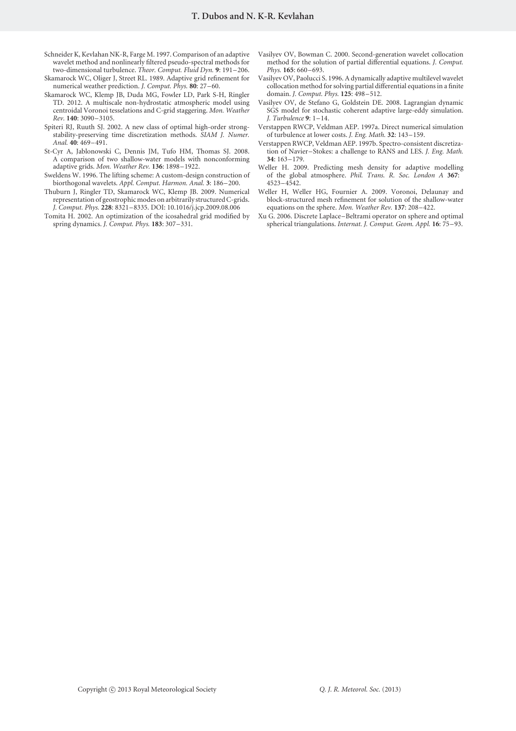Schneider K, Kevlahan NK-R, Farge M. 1997. Comparison of an adaptive wavelet method and nonlinearly filtered pseudo-spectral methods for two-dimensional turbulence. *Theor. Comput. Fluid Dyn.* **9**: 191–206.

Skamarock WC, Oliger J, Street RL. 1989. Adaptive grid refinement for numerical weather prediction. *J. Comput. Phys.* **80**: 27–60.

Skamarock WC, Klemp JB, Duda MG, Fowler LD, Park S-H, Ringler TD. 2012. A multiscale non-hydrostatic atmospheric model using centroidal Voronoi tesselations and C-grid staggering. *Mon. Weather Rev.* **140**: 3090–3105.

Spiteri RJ, Ruuth SJ. 2002. A new class of optimal high-order strong-stability-preserving time discretization methods. *SIAM J. Numer. Anal.* **40**: 469–491.

St-Cyr A, Jablonowski C, Dennis JM, Tufo HM, Thomas SJ. 2008. A comparison of two shallow-water models with nonconforming adaptive grids. *Mon. Weather Rev.* **136**: 1898–1922.

Sweldens W. 1996. The lifting scheme: A custom-design construction of biorthogonal wavelets. *Appl. Comput. Harmon. Anal.* **3**: 186–200.

Thuburn J, Ringler TD, Skamarock WC, Klemp JB. 2009. Numerical representation of geostrophic modes on arbitrarily structured C-grids. *J. Comput. Phys.* **228**: 8321–8335. DOI: 10.1016/j.jcp.2009.08.006

Tomita H. 2002. An optimization of the icosahedral grid modified by spring dynamics. *J. Comput. Phys.* **183**: 307–331.

Vasilyev OV, Bowman C. 2000. Second-generation wavelet collocation method for the solution of partial differential equations. *J. Comput. Phys.* **165**: 660–693.

Vasilyev OV, Paolucci S. 1996. A dynamically adaptive multilevel wavelet collocation method for solving partial differential equations in a finite domain. *J. Comput. Phys.* **125**: 498–512.

Vasilyev OV, de Stefano G, Goldstein DE. 2008. Lagrangian dynamic SGS model for stochastic coherent adaptive large-eddy simulation. *J. Turbulence* **9**: 1–14.

Verstappen RWCP, Veldman AEP. 1997a. Direct numerical simulation of turbulence at lower costs. *J. Eng. Math.* **32**: 143–159.

Verstappen RWCP, Veldman AEP. 1997b. Spectro-consistent discretization of Navier–Stokes: a challenge to RANS and LES. *J. Eng. Math.* **34**: 163–179.

Weller H. 2009. Predicting mesh density for adaptive modelling of the global atmosphere. *Phil. Trans. R. Soc. London A* **367**: 4523–4542.

Weller H, Weller HG, Fournier A. 2009. Voronoi, Delaunay and block-structured mesh refinement for solution of the shallow-water equations on the sphere. *Mon. Weather Rev.* **137**: 208–422.

Xu G. 2006. Discrete Laplace–Beltrami operator on sphere and optimal spherical triangulations. *Internat. J. Comput. Geom. Appl.* **16**: 75–93.